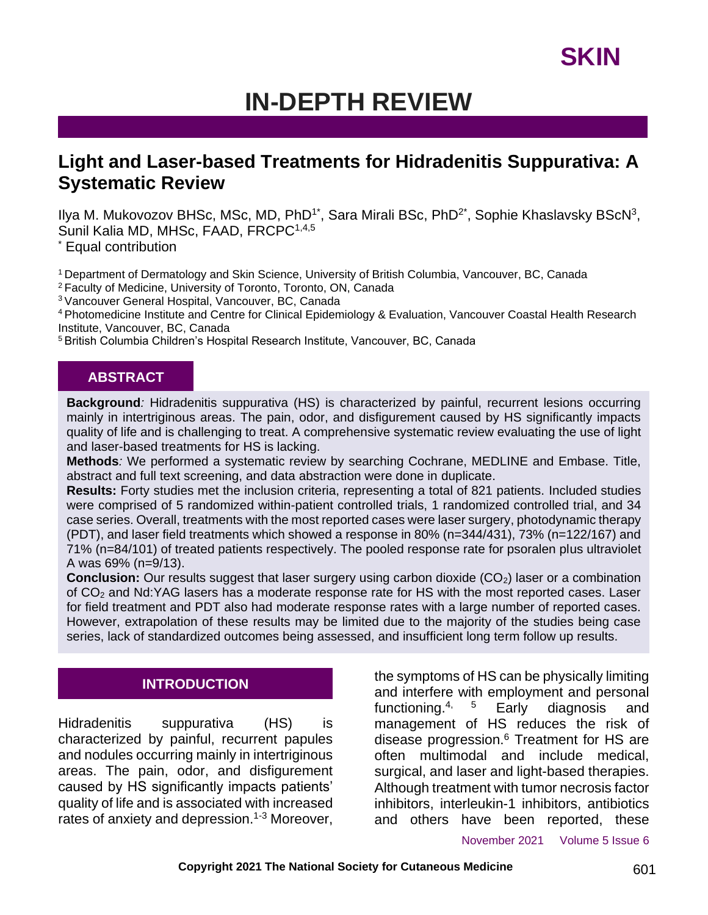SKIN

# IN-DEPTH REVIEW

## Light and Laser-based Treatments for Hidradenitis Suppurativa: A Systematic Review

Ilya M. Mukovozov BHSc, MSc, MD, PhD[1*], Sara Mirali BSc, PhD[2*], Sophie Khaslavsky BScN[3], Sunil Kalia MD, MHSc, FAAD, FRCPC[1,4,5]

[*] Equal contribution

[1] Department of Dermatology and Skin Science, University of British Columbia, Vancouver, BC, Canada
[2] Faculty of Medicine, University of Toronto, Toronto, ON, Canada
[3] Vancouver General Hospital, Vancouver, BC, Canada
[4] Photomedicine Institute and Centre for Clinical Epidemiology & Evaluation, Vancouver Coastal Health Research Institute, Vancouver, BC, Canada
[5] British Columbia Children's Hospital Research Institute, Vancouver, BC, Canada

### ABSTRACT

**Background***:* Hidradenitis suppurativa (HS) is characterized by painful, recurrent lesions occurring mainly in intertriginous areas. The pain, odor, and disfigurement caused by HS significantly impacts quality of life and is challenging to treat. A comprehensive systematic review evaluating the use of light and laser-based treatments for HS is lacking.

**Methods***:* We performed a systematic review by searching Cochrane, MEDLINE and Embase. Title, abstract and full text screening, and data abstraction were done in duplicate.

**Results:** Forty studies met the inclusion criteria, representing a total of 821 patients. Included studies were comprised of 5 randomized within-patient controlled trials, 1 randomized controlled trial, and 34 case series. Overall, treatments with the most reported cases were laser surgery, photodynamic therapy (PDT), and laser field treatments which showed a response in 80% (n=344/431), 73% (n=122/167) and 71% (n=84/101) of treated patients respectively. The pooled response rate for psoralen plus ultraviolet A was 69% (n=9/13).

**Conclusion:** Our results suggest that laser surgery using carbon dioxide ($CO_2$) laser or a combination of $CO_2$ and Nd:YAG lasers has a moderate response rate for HS with the most reported cases. Laser for field treatment and PDT also had moderate response rates with a large number of reported cases. However, extrapolation of these results may be limited due to the majority of the studies being case series, lack of standardized outcomes being assessed, and insufficient long term follow up results.

### INTRODUCTION

Hidradenitis suppurativa (HS) is characterized by painful, recurrent papules and nodules occurring mainly in intertriginous areas. The pain, odor, and disfigurement caused by HS significantly impacts patients' quality of life and is associated with increased rates of anxiety and depression.[1-3] Moreover, the symptoms of HS can be physically limiting and interfere with employment and personal functioning.[4,5] Early diagnosis and management of HS reduces the risk of disease progression.[6] Treatment for HS are often multimodal and include medical, surgical, and laser and light-based therapies. Although treatment with tumor necrosis factor inhibitors, interleukin-1 inhibitors, antibiotics and others have been reported, these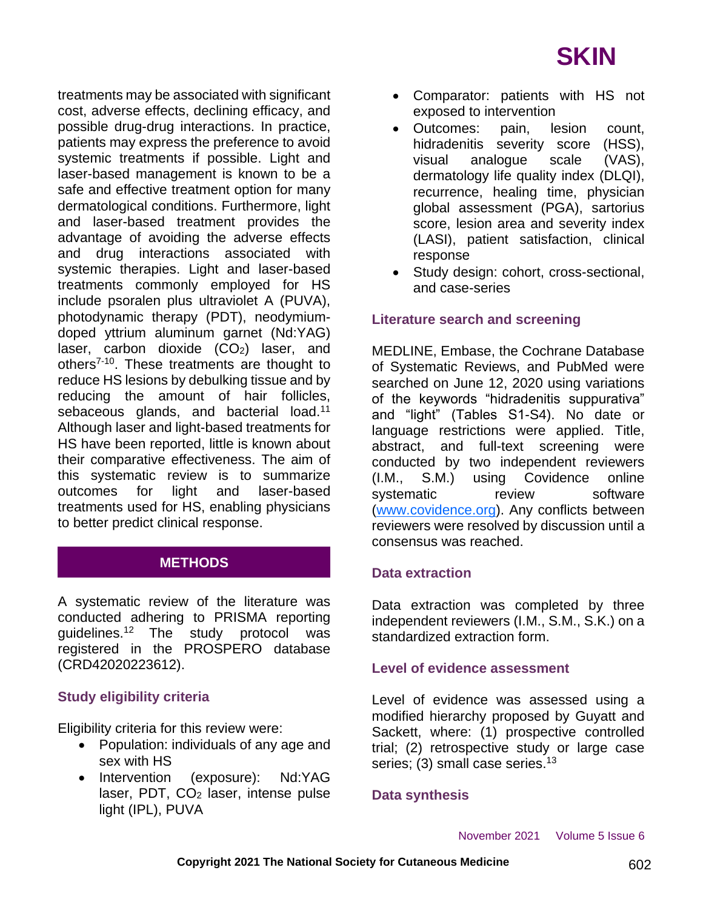treatments may be associated with significant cost, adverse effects, declining efficacy, and possible drug-drug interactions. In practice, patients may express the preference to avoid systemic treatments if possible. Light and laser-based management is known to be a safe and effective treatment option for many dermatological conditions. Furthermore, light and laser-based treatment provides the advantage of avoiding the adverse effects and drug interactions associated with systemic therapies. Light and laser-based treatments commonly employed for HS include psoralen plus ultraviolet A (PUVA), photodynamic therapy (PDT), neodymium-doped yttrium aluminum garnet (Nd:YAG) laser, carbon dioxide ($CO_2$) laser, and others[7-10]. These treatments are thought to reduce HS lesions by debulking tissue and by reducing the amount of hair follicles, sebaceous glands, and bacterial load.[11] Although laser and light-based treatments for HS have been reported, little is known about their comparative effectiveness. The aim of this systematic review is to summarize outcomes for light and laser-based treatments used for HS, enabling physicians to better predict clinical response.

## METHODS

A systematic review of the literature was conducted adhering to PRISMA reporting guidelines.[12] The study protocol was registered in the PROSPERO database (CRD42020223612).

### Study eligibility criteria

Eligibility criteria for this review were:

- Population: individuals of any age and sex with HS
- Intervention (exposure): Nd:YAG laser, PDT, $CO_2$ laser, intense pulse light (IPL), PUVA
- Comparator: patients with HS not exposed to intervention
- Outcomes: pain, lesion count, hidradenitis severity score (HSS), visual analogue scale (VAS), dermatology life quality index (DLQI), recurrence, healing time, physician global assessment (PGA), sartorius score, lesion area and severity index (LASI), patient satisfaction, clinical response
- Study design: cohort, cross-sectional, and case-series

### Literature search and screening

MEDLINE, Embase, the Cochrane Database of Systematic Reviews, and PubMed were searched on June 12, 2020 using variations of the keywords "hidradenitis suppurativa" and "light" (Tables S1-S4). No date or language restrictions were applied. Title, abstract, and full-text screening were conducted by two independent reviewers (I.M., S.M.) using Covidence online systematic review software (www.covidence.org). Any conflicts between reviewers were resolved by discussion until a consensus was reached.

### Data extraction

Data extraction was completed by three independent reviewers (I.M., S.M., S.K.) on a standardized extraction form.

### Level of evidence assessment

Level of evidence was assessed using a modified hierarchy proposed by Guyatt and Sackett, where: (1) prospective controlled trial; (2) retrospective study or large case series; (3) small case series.[13]

### Data synthesis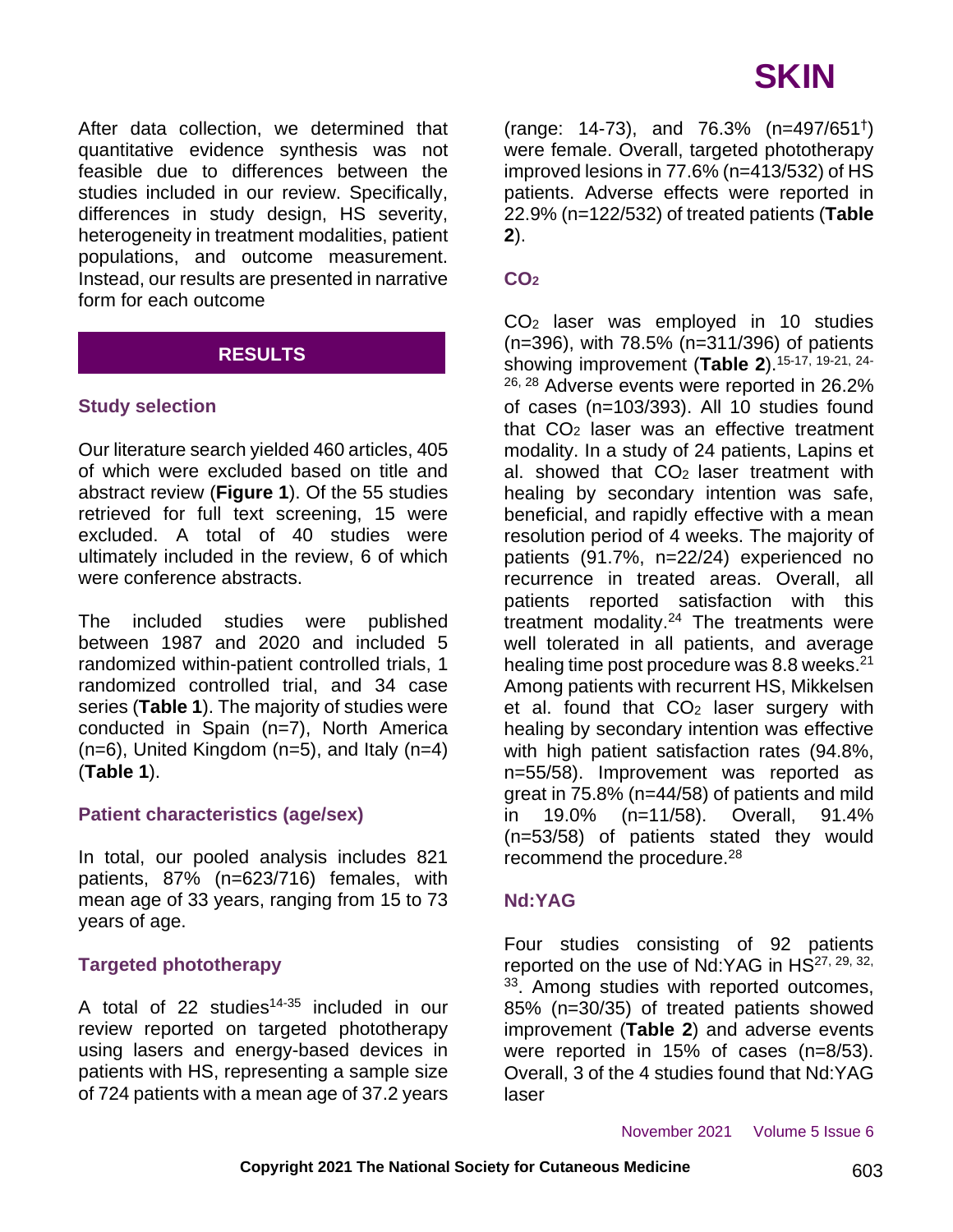After data collection, we determined that quantitative evidence synthesis was not feasible due to differences between the studies included in our review. Specifically, differences in study design, HS severity, heterogeneity in treatment modalities, patient populations, and outcome measurement. Instead, our results are presented in narrative form for each outcome

## RESULTS

### Study selection

Our literature search yielded 460 articles, 405 of which were excluded based on title and abstract review (**Figure 1**). Of the 55 studies retrieved for full text screening, 15 were excluded. A total of 40 studies were ultimately included in the review, 6 of which were conference abstracts.

The included studies were published between 1987 and 2020 and included 5 randomized within-patient controlled trials, 1 randomized controlled trial, and 34 case series (**Table 1**). The majority of studies were conducted in Spain (n=7), North America (n=6), United Kingdom (n=5), and Italy (n=4) (**Table 1**).

### Patient characteristics (age/sex)

In total, our pooled analysis includes 821 patients, 87% (n=623/716) females, with mean age of 33 years, ranging from 15 to 73 years of age.

### Targeted phototherapy

A total of 22 studies[14-35] included in our review reported on targeted phototherapy using lasers and energy-based devices in patients with HS, representing a sample size of 724 patients with a mean age of 37.2 years (range: 14-73), and 76.3% (n=497/651[†]) were female. Overall, targeted phototherapy improved lesions in 77.6% (n=413/532) of HS patients. Adverse effects were reported in 22.9% (n=122/532) of treated patients (**Table 2**).

### $CO_2$

$CO_2$ laser was employed in 10 studies (n=396), with 78.5% (n=311/396) of patients showing improvement (**Table 2**).[15-17, 19-21, 24-26, 28] Adverse events were reported in 26.2% of cases (n=103/393). All 10 studies found that $CO_2$ laser was an effective treatment modality. In a study of 24 patients, Lapins et al. showed that $CO_2$ laser treatment with healing by secondary intention was safe, beneficial, and rapidly effective with a mean resolution period of 4 weeks. The majority of patients (91.7%, n=22/24) experienced no recurrence in treated areas. Overall, all patients reported satisfaction with this treatment modality.[24] The treatments were well tolerated in all patients, and average healing time post procedure was 8.8 weeks.[21] Among patients with recurrent HS, Mikkelsen et al. found that $CO_2$ laser surgery with healing by secondary intention was effective with high patient satisfaction rates (94.8%, n=55/58). Improvement was reported as great in 75.8% (n=44/58) of patients and mild in 19.0% (n=11/58). Overall, 91.4% (n=53/58) of patients stated they would recommend the procedure.[28]

### Nd:YAG

Four studies consisting of 92 patients reported on the use of Nd:YAG in HS[27, 29, 32, 33]. Among studies with reported outcomes, 85% (n=30/35) of treated patients showed improvement (**Table 2**) and adverse events were reported in 15% of cases (n=8/53). Overall, 3 of the 4 studies found that Nd:YAG laser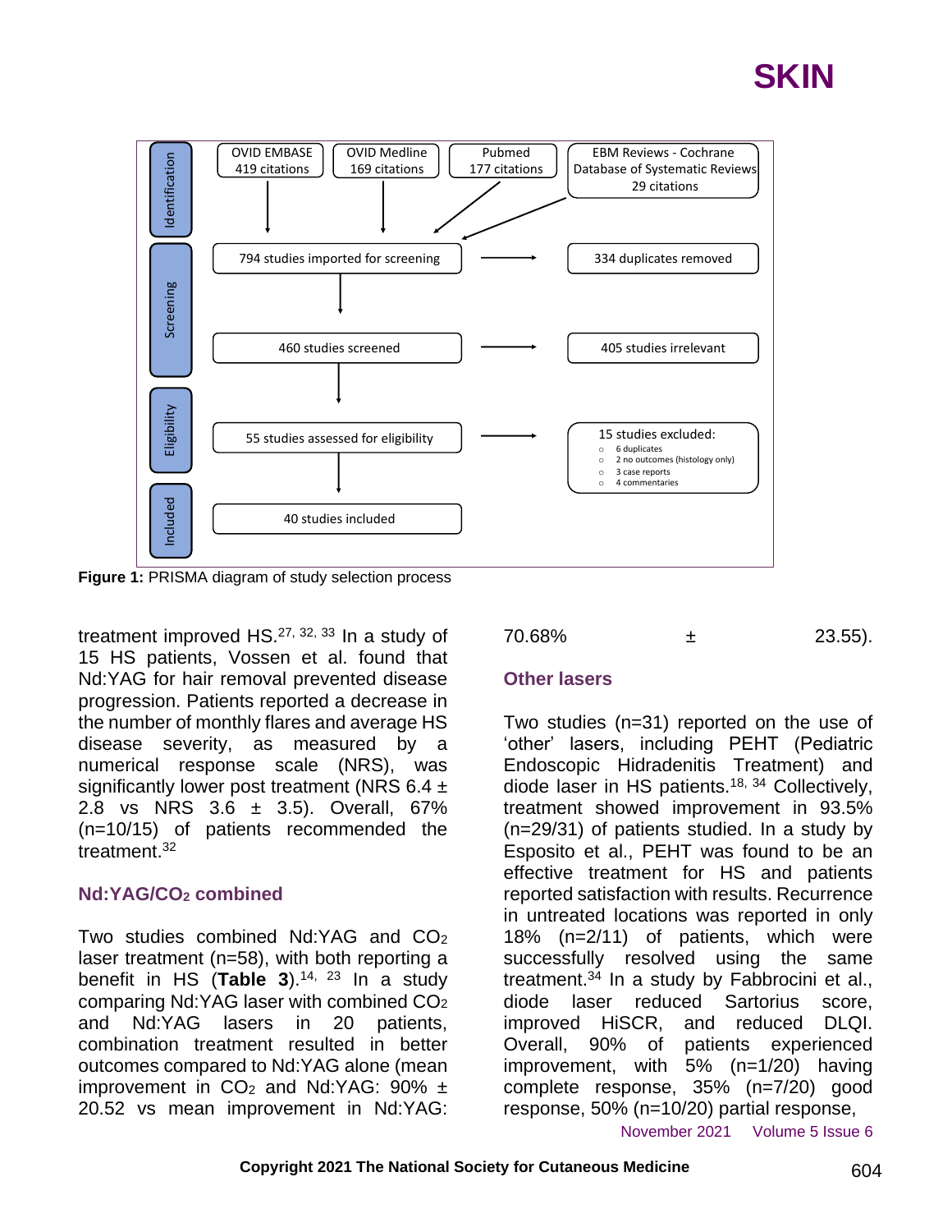Identification

- OVID EMBASE 419 citations
- OVID Medline 169 citations
- Pubmed 177 citations
- EBM Reviews - Cochrane Database of Systematic Reviews 29 citations

Screening

- 794 studies imported for screening → 334 duplicates removed
- 460 studies screened → 405 studies irrelevant

Eligibility

- 55 studies assessed for eligibility → 15 studies excluded:
  - 6 duplicates
  - 2 no outcomes (histology only)
  - 3 case reports
  - 4 commentaries

Included

- 40 studies included

**Figure 1:** PRISMA diagram of study selection process

treatment improved HS.[27, 32, 33] In a study of 15 HS patients, Vossen et al. found that Nd:YAG for hair removal prevented disease progression. Patients reported a decrease in the number of monthly flares and average HS disease severity, as measured by a numerical response scale (NRS), was significantly lower post treatment (NRS 6.4 ± 2.8 vs NRS 3.6 ± 3.5). Overall, 67% (n=10/15) of patients recommended the treatment.[32]

### Nd:YAG/$CO_2$ combined

Two studies combined Nd:YAG and $CO_2$ laser treatment (n=58), with both reporting a benefit in HS (**Table 3**).[14, 23] In a study comparing Nd:YAG laser with combined $CO_2$ and Nd:YAG lasers in 20 patients, combination treatment resulted in better outcomes compared to Nd:YAG alone (mean improvement in $CO_2$ and Nd:YAG: 90% ± 20.52 vs mean improvement in Nd:YAG: 70.68% ± 23.55).

### Other lasers

Two studies (n=31) reported on the use of 'other' lasers, including PEHT (Pediatric Endoscopic Hidradenitis Treatment) and diode laser in HS patients.[18, 34] Collectively, treatment showed improvement in 93.5% (n=29/31) of patients studied. In a study by Esposito et al., PEHT was found to be an effective treatment for HS and patients reported satisfaction with results. Recurrence in untreated locations was reported in only 18% (n=2/11) of patients, which were successfully resolved using the same treatment.[34] In a study by Fabbrocini et al., diode laser reduced Sartorius score, improved HiSCR, and reduced DLQI. Overall, 90% of patients experienced improvement, with 5% (n=1/20) having complete response, 35% (n=7/20) good response, 50% (n=10/20) partial response,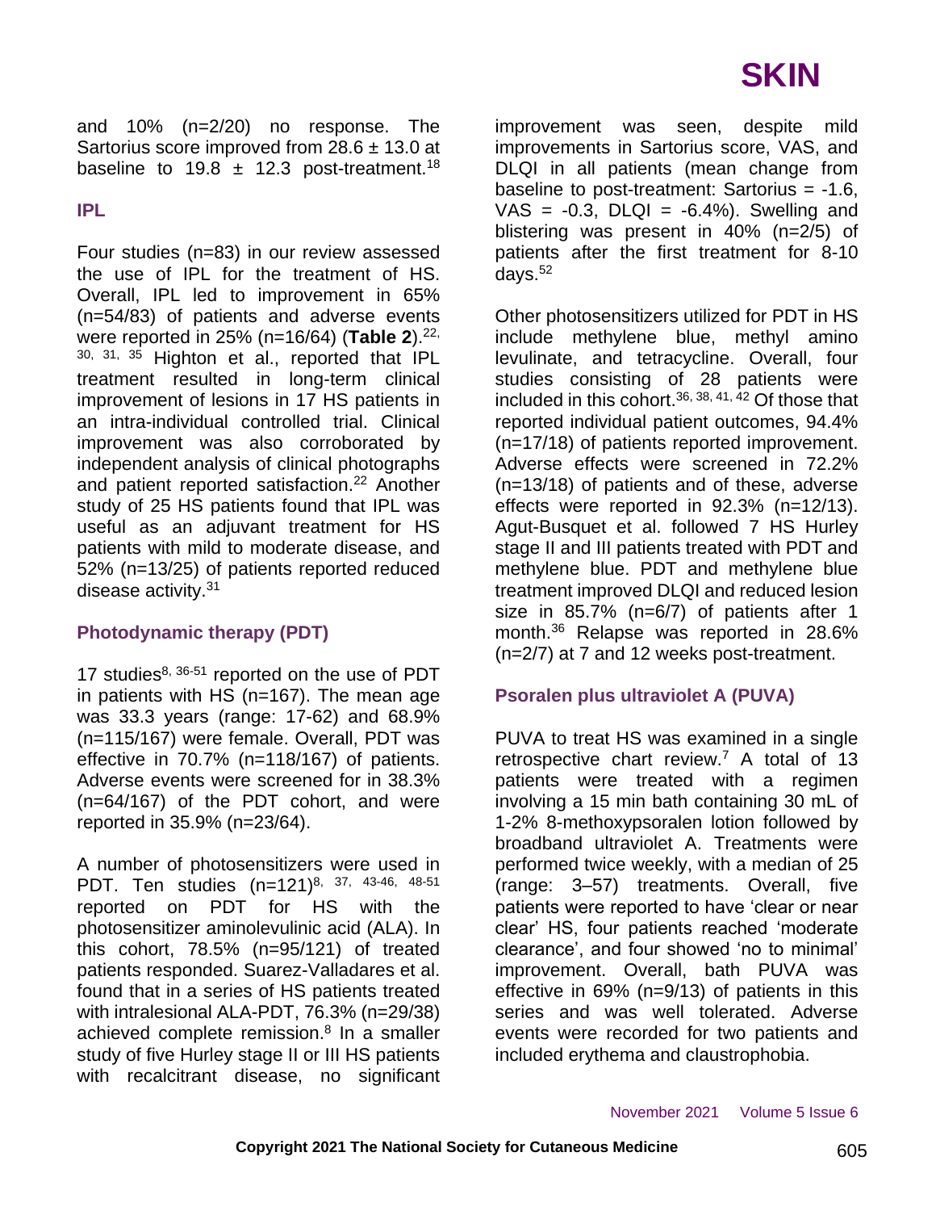and 10% (n=2/20) no response. The Sartorius score improved from 28.6 ± 13.0 at baseline to 19.8 ± 12.3 post-treatment.[18]

### IPL

Four studies (n=83) in our review assessed the use of IPL for the treatment of HS. Overall, IPL led to improvement in 65% (n=54/83) of patients and adverse events were reported in 25% (n=16/64) (**Table 2**).[22, 30, 31, 35] Highton et al., reported that IPL treatment resulted in long-term clinical improvement of lesions in 17 HS patients in an intra-individual controlled trial. Clinical improvement was also corroborated by independent analysis of clinical photographs and patient reported satisfaction.[22] Another study of 25 HS patients found that IPL was useful as an adjuvant treatment for HS patients with mild to moderate disease, and 52% (n=13/25) of patients reported reduced disease activity.[31]

### Photodynamic therapy (PDT)

17 studies[8, 36-51] reported on the use of PDT in patients with HS (n=167). The mean age was 33.3 years (range: 17-62) and 68.9% (n=115/167) were female. Overall, PDT was effective in 70.7% (n=118/167) of patients. Adverse events were screened for in 38.3% (n=64/167) of the PDT cohort, and were reported in 35.9% (n=23/64).

A number of photosensitizers were used in PDT. Ten studies (n=121)[8, 37, 43-46, 48-51] reported on PDT for HS with the photosensitizer aminolevulinic acid (ALA). In this cohort, 78.5% (n=95/121) of treated patients responded. Suarez-Valladares et al. found that in a series of HS patients treated with intralesional ALA-PDT, 76.3% (n=29/38) achieved complete remission.[8] In a smaller study of five Hurley stage II or III HS patients with recalcitrant disease, no significant improvement was seen, despite mild improvements in Sartorius score, VAS, and DLQI in all patients (mean change from baseline to post-treatment: Sartorius = -1.6, VAS = -0.3, DLQI = -6.4%). Swelling and blistering was present in 40% (n=2/5) of patients after the first treatment for 8-10 days.[52]

Other photosensitizers utilized for PDT in HS include methylene blue, methyl amino levulinate, and tetracycline. Overall, four studies consisting of 28 patients were included in this cohort.[36, 38, 41, 42] Of those that reported individual patient outcomes, 94.4% (n=17/18) of patients reported improvement. Adverse effects were screened in 72.2% (n=13/18) of patients and of these, adverse effects were reported in 92.3% (n=12/13). Agut-Busquet et al. followed 7 HS Hurley stage II and III patients treated with PDT and methylene blue. PDT and methylene blue treatment improved DLQI and reduced lesion size in 85.7% (n=6/7) of patients after 1 month.[36] Relapse was reported in 28.6% (n=2/7) at 7 and 12 weeks post-treatment.

### Psoralen plus ultraviolet A (PUVA)

PUVA to treat HS was examined in a single retrospective chart review.[7] A total of 13 patients were treated with a regimen involving a 15 min bath containing 30 mL of 1-2% 8-methoxypsoralen lotion followed by broadband ultraviolet A. Treatments were performed twice weekly, with a median of 25 (range: 3–57) treatments. Overall, five patients were reported to have 'clear or near clear' HS, four patients reached 'moderate clearance', and four showed 'no to minimal' improvement. Overall, bath PUVA was effective in 69% (n=9/13) of patients in this series and was well tolerated. Adverse events were recorded for two patients and included erythema and claustrophobia.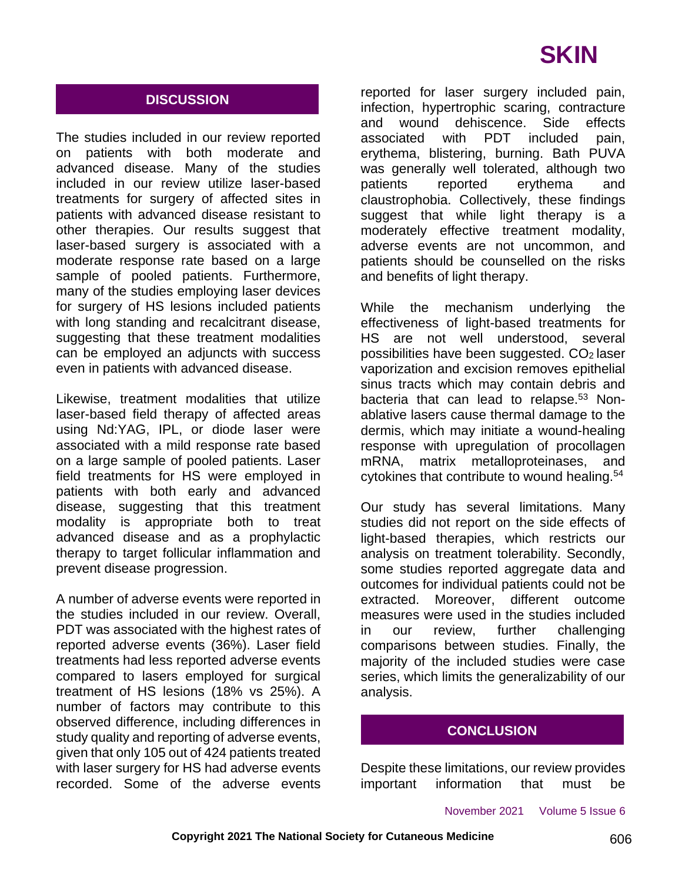## DISCUSSION

The studies included in our review reported on patients with both moderate and advanced disease. Many of the studies included in our review utilize laser-based treatments for surgery of affected sites in patients with advanced disease resistant to other therapies. Our results suggest that laser-based surgery is associated with a moderate response rate based on a large sample of pooled patients. Furthermore, many of the studies employing laser devices for surgery of HS lesions included patients with long standing and recalcitrant disease, suggesting that these treatment modalities can be employed an adjuncts with success even in patients with advanced disease.

Likewise, treatment modalities that utilize laser-based field therapy of affected areas using Nd:YAG, IPL, or diode laser were associated with a mild response rate based on a large sample of pooled patients. Laser field treatments for HS were employed in patients with both early and advanced disease, suggesting that this treatment modality is appropriate both to treat advanced disease and as a prophylactic therapy to target follicular inflammation and prevent disease progression.

A number of adverse events were reported in the studies included in our review. Overall, PDT was associated with the highest rates of reported adverse events (36%). Laser field treatments had less reported adverse events compared to lasers employed for surgical treatment of HS lesions (18% vs 25%). A number of factors may contribute to this observed difference, including differences in study quality and reporting of adverse events, given that only 105 out of 424 patients treated with laser surgery for HS had adverse events recorded. Some of the adverse events reported for laser surgery included pain, infection, hypertrophic scaring, contracture and wound dehiscence. Side effects associated with PDT included pain, erythema, blistering, burning. Bath PUVA was generally well tolerated, although two patients reported erythema and claustrophobia. Collectively, these findings suggest that while light therapy is a moderately effective treatment modality, adverse events are not uncommon, and patients should be counselled on the risks and benefits of light therapy.

While the mechanism underlying the effectiveness of light-based treatments for HS are not well understood, several possibilities have been suggested. $CO_2$ laser vaporization and excision removes epithelial sinus tracts which may contain debris and bacteria that can lead to relapse.[53] Non-ablative lasers cause thermal damage to the dermis, which may initiate a wound-healing response with upregulation of procollagen mRNA, matrix metalloproteinases, and cytokines that contribute to wound healing.[54]

Our study has several limitations. Many studies did not report on the side effects of light-based therapies, which restricts our analysis on treatment tolerability. Secondly, some studies reported aggregate data and outcomes for individual patients could not be extracted. Moreover, different outcome measures were used in the studies included in our review, further challenging comparisons between studies. Finally, the majority of the included studies were case series, which limits the generalizability of our analysis.

## CONCLUSION

Despite these limitations, our review provides important information that must be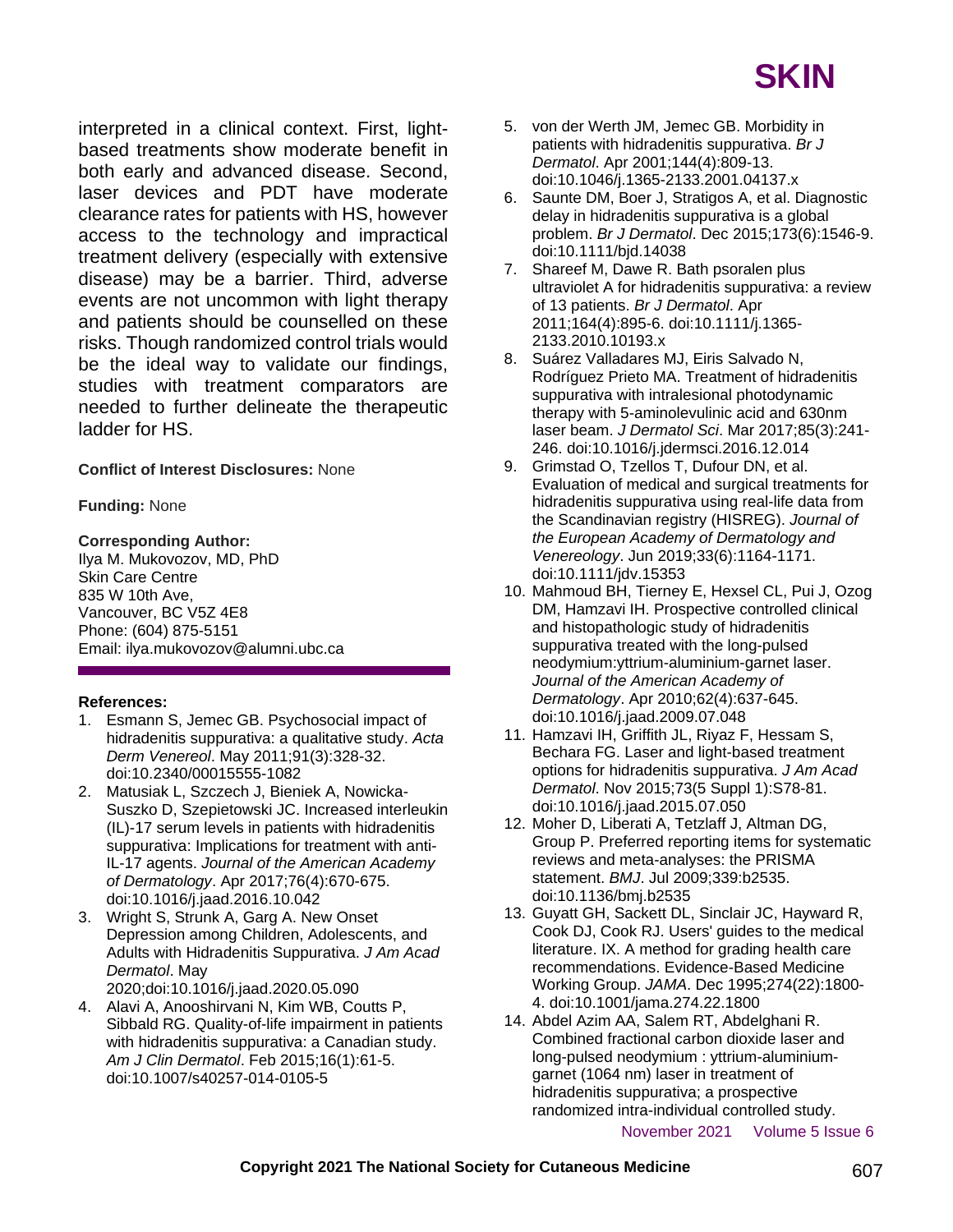interpreted in a clinical context. First, light-based treatments show moderate benefit in both early and advanced disease. Second, laser devices and PDT have moderate clearance rates for patients with HS, however access to the technology and impractical treatment delivery (especially with extensive disease) may be a barrier. Third, adverse events are not uncommon with light therapy and patients should be counselled on these risks. Though randomized control trials would be the ideal way to validate our findings, studies with treatment comparators are needed to further delineate the therapeutic ladder for HS.

**Conflict of Interest Disclosures:** None

**Funding:** None

**Corresponding Author:**
Ilya M. Mukovozov, MD, PhD
Skin Care Centre
835 W 10th Ave,
Vancouver, BC V5Z 4E8
Phone: (604) 875-5151
Email: ilya.mukovozov@alumni.ubc.ca

**References:**

1. Esmann S, Jemec GB. Psychosocial impact of hidradenitis suppurativa: a qualitative study. *Acta Derm Venereol*. May 2011;91(3):328-32. doi:10.2340/00015555-1082
2. Matusiak L, Szczech J, Bieniek A, Nowicka-Suszko D, Szepietowski JC. Increased interleukin (IL)-17 serum levels in patients with hidradenitis suppurativa: Implications for treatment with anti-IL-17 agents. *Journal of the American Academy of Dermatology*. Apr 2017;76(4):670-675. doi:10.1016/j.jaad.2016.10.042
3. Wright S, Strunk A, Garg A. New Onset Depression among Children, Adolescents, and Adults with Hidradenitis Suppurativa. *J Am Acad Dermatol*. May 2020;doi:10.1016/j.jaad.2020.05.090
4. Alavi A, Anooshirvani N, Kim WB, Coutts P, Sibbald RG. Quality-of-life impairment in patients with hidradenitis suppurativa: a Canadian study. *Am J Clin Dermatol*. Feb 2015;16(1):61-5. doi:10.1007/s40257-014-0105-5
5. von der Werth JM, Jemec GB. Morbidity in patients with hidradenitis suppurativa. *Br J Dermatol*. Apr 2001;144(4):809-13. doi:10.1046/j.1365-2133.2001.04137.x
6. Saunte DM, Boer J, Stratigos A, et al. Diagnostic delay in hidradenitis suppurativa is a global problem. *Br J Dermatol*. Dec 2015;173(6):1546-9. doi:10.1111/bjd.14038
7. Shareef M, Dawe R. Bath psoralen plus ultraviolet A for hidradenitis suppurativa: a review of 13 patients. *Br J Dermatol*. Apr 2011;164(4):895-6. doi:10.1111/j.1365-2133.2010.10193.x
8. Suárez Valladares MJ, Eiris Salvado N, Rodríguez Prieto MA. Treatment of hidradenitis suppurativa with intralesional photodynamic therapy with 5-aminolevulinic acid and 630nm laser beam. *J Dermatol Sci*. Mar 2017;85(3):241-246. doi:10.1016/j.jdermsci.2016.12.014
9. Grimstad O, Tzellos T, Dufour DN, et al. Evaluation of medical and surgical treatments for hidradenitis suppurativa using real-life data from the Scandinavian registry (HISREG). *Journal of the European Academy of Dermatology and Venereology*. Jun 2019;33(6):1164-1171. doi:10.1111/jdv.15353
10. Mahmoud BH, Tierney E, Hexsel CL, Pui J, Ozog DM, Hamzavi IH. Prospective controlled clinical and histopathologic study of hidradenitis suppurativa treated with the long-pulsed neodymium:yttrium-aluminium-garnet laser. *Journal of the American Academy of Dermatology*. Apr 2010;62(4):637-645. doi:10.1016/j.jaad.2009.07.048
11. Hamzavi IH, Griffith JL, Riyaz F, Hessam S, Bechara FG. Laser and light-based treatment options for hidradenitis suppurativa. *J Am Acad Dermatol*. Nov 2015;73(5 Suppl 1):S78-81. doi:10.1016/j.jaad.2015.07.050
12. Moher D, Liberati A, Tetzlaff J, Altman DG, Group P. Preferred reporting items for systematic reviews and meta-analyses: the PRISMA statement. *BMJ*. Jul 2009;339:b2535. doi:10.1136/bmj.b2535
13. Guyatt GH, Sackett DL, Sinclair JC, Hayward R, Cook DJ, Cook RJ. Users' guides to the medical literature. IX. A method for grading health care recommendations. Evidence-Based Medicine Working Group. *JAMA*. Dec 1995;274(22):1800-4. doi:10.1001/jama.274.22.1800
14. Abdel Azim AA, Salem RT, Abdelghani R. Combined fractional carbon dioxide laser and long-pulsed neodymium : yttrium-aluminium-garnet (1064 nm) laser in treatment of hidradenitis suppurativa; a prospective randomized intra-individual controlled study.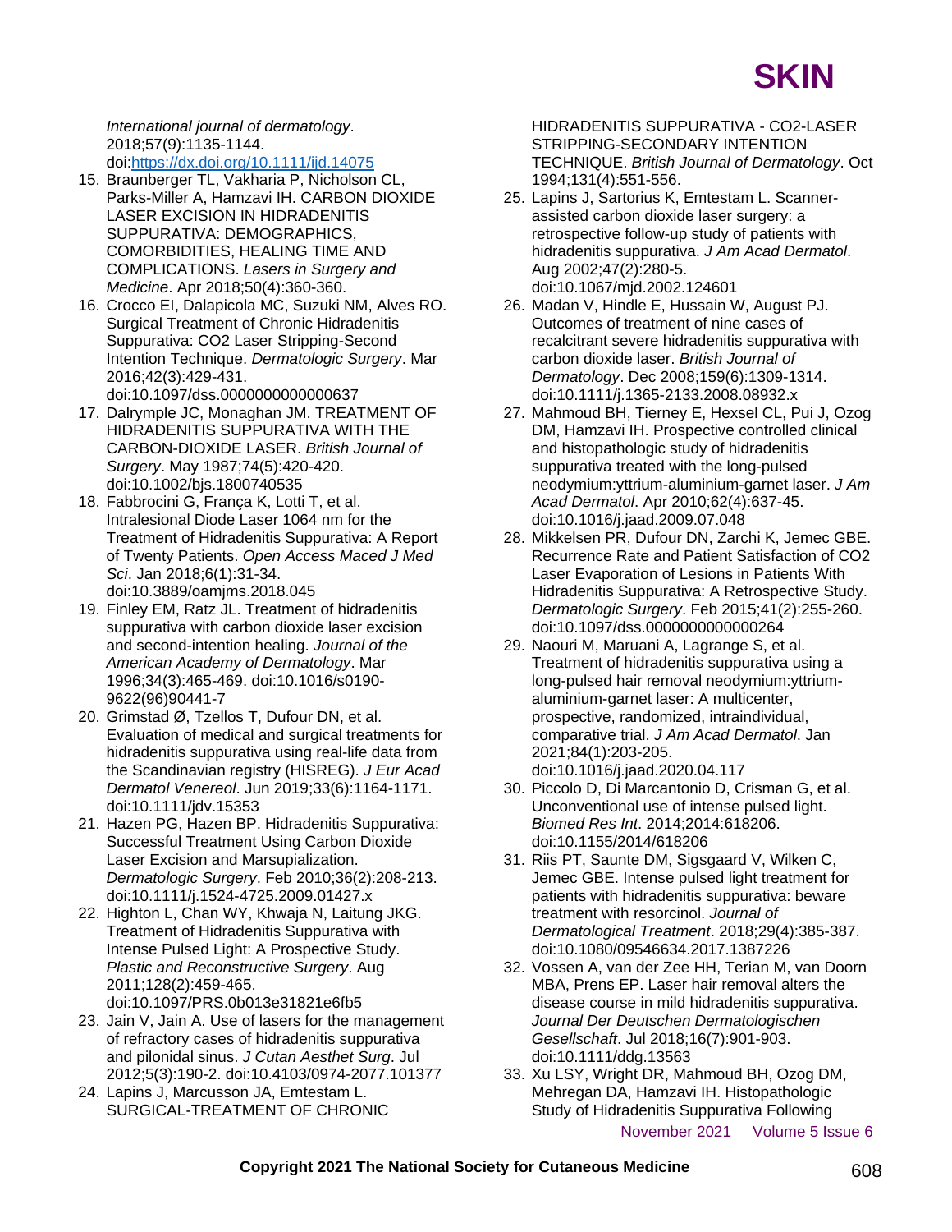*International journal of dermatology*. 2018;57(9):1135-1144. doi:https://dx.doi.org/10.1111/ijd.14075

15. Braunberger TL, Vakharia P, Nicholson CL, Parks-Miller A, Hamzavi IH. CARBON DIOXIDE LASER EXCISION IN HIDRADENITIS SUPPURATIVA: DEMOGRAPHICS, COMORBIDITIES, HEALING TIME AND COMPLICATIONS. *Lasers in Surgery and Medicine*. Apr 2018;50(4):360-360.
16. Crocco EI, Dalapicola MC, Suzuki NM, Alves RO. Surgical Treatment of Chronic Hidradenitis Suppurativa: CO2 Laser Stripping-Second Intention Technique. *Dermatologic Surgery*. Mar 2016;42(3):429-431. doi:10.1097/dss.0000000000000637
17. Dalrymple JC, Monaghan JM. TREATMENT OF HIDRADENITIS SUPPURATIVA WITH THE CARBON-DIOXIDE LASER. *British Journal of Surgery*. May 1987;74(5):420-420. doi:10.1002/bjs.1800740535
18. Fabbrocini G, França K, Lotti T, et al. Intralesional Diode Laser 1064 nm for the Treatment of Hidradenitis Suppurativa: A Report of Twenty Patients. *Open Access Maced J Med Sci*. Jan 2018;6(1):31-34. doi:10.3889/oamjms.2018.045
19. Finley EM, Ratz JL. Treatment of hidradenitis suppurativa with carbon dioxide laser excision and second-intention healing. *Journal of the American Academy of Dermatology*. Mar 1996;34(3):465-469. doi:10.1016/s0190-9622(96)90441-7
20. Grimstad Ø, Tzellos T, Dufour DN, et al. Evaluation of medical and surgical treatments for hidradenitis suppurativa using real-life data from the Scandinavian registry (HISREG). *J Eur Acad Dermatol Venereol*. Jun 2019;33(6):1164-1171. doi:10.1111/jdv.15353
21. Hazen PG, Hazen BP. Hidradenitis Suppurativa: Successful Treatment Using Carbon Dioxide Laser Excision and Marsupialization. *Dermatologic Surgery*. Feb 2010;36(2):208-213. doi:10.1111/j.1524-4725.2009.01427.x
22. Highton L, Chan WY, Khwaja N, Laitung JKG. Treatment of Hidradenitis Suppurativa with Intense Pulsed Light: A Prospective Study. *Plastic and Reconstructive Surgery*. Aug 2011;128(2):459-465. doi:10.1097/PRS.0b013e31821e6fb5
23. Jain V, Jain A. Use of lasers for the management of refractory cases of hidradenitis suppurativa and pilonidal sinus. *J Cutan Aesthet Surg*. Jul 2012;5(3):190-2. doi:10.4103/0974-2077.101377
24. Lapins J, Marcusson JA, Emtestam L. SURGICAL-TREATMENT OF CHRONIC HIDRADENITIS SUPPURATIVA - CO2-LASER STRIPPING-SECONDARY INTENTION TECHNIQUE. *British Journal of Dermatology*. Oct 1994;131(4):551-556.
25. Lapins J, Sartorius K, Emtestam L. Scanner-assisted carbon dioxide laser surgery: a retrospective follow-up study of patients with hidradenitis suppurativa. *J Am Acad Dermatol*. Aug 2002;47(2):280-5. doi:10.1067/mjd.2002.124601
26. Madan V, Hindle E, Hussain W, August PJ. Outcomes of treatment of nine cases of recalcitrant severe hidradenitis suppurativa with carbon dioxide laser. *British Journal of Dermatology*. Dec 2008;159(6):1309-1314. doi:10.1111/j.1365-2133.2008.08932.x
27. Mahmoud BH, Tierney E, Hexsel CL, Pui J, Ozog DM, Hamzavi IH. Prospective controlled clinical and histopathologic study of hidradenitis suppurativa treated with the long-pulsed neodymium:yttrium-aluminium-garnet laser. *J Am Acad Dermatol*. Apr 2010;62(4):637-45. doi:10.1016/j.jaad.2009.07.048
28. Mikkelsen PR, Dufour DN, Zarchi K, Jemec GBE. Recurrence Rate and Patient Satisfaction of CO2 Laser Evaporation of Lesions in Patients With Hidradenitis Suppurativa: A Retrospective Study. *Dermatologic Surgery*. Feb 2015;41(2):255-260. doi:10.1097/dss.0000000000000264
29. Naouri M, Maruani A, Lagrange S, et al. Treatment of hidradenitis suppurativa using a long-pulsed hair removal neodymium:yttrium-aluminium-garnet laser: A multicenter, prospective, randomized, intraindividual, comparative trial. *J Am Acad Dermatol*. Jan 2021;84(1):203-205. doi:10.1016/j.jaad.2020.04.117
30. Piccolo D, Di Marcantonio D, Crisman G, et al. Unconventional use of intense pulsed light. *Biomed Res Int*. 2014;2014:618206. doi:10.1155/2014/618206
31. Riis PT, Saunte DM, Sigsgaard V, Wilken C, Jemec GBE. Intense pulsed light treatment for patients with hidradenitis suppurativa: beware treatment with resorcinol. *Journal of Dermatological Treatment*. 2018;29(4):385-387. doi:10.1080/09546634.2017.1387226
32. Vossen A, van der Zee HH, Terian M, van Doorn MBA, Prens EP. Laser hair removal alters the disease course in mild hidradenitis suppurativa. *Journal Der Deutschen Dermatologischen Gesellschaft*. Jul 2018;16(7):901-903. doi:10.1111/ddg.13563
33. Xu LSY, Wright DR, Mahmoud BH, Ozog DM, Mehregan DA, Hamzavi IH. Histopathologic Study of Hidradenitis Suppurativa Following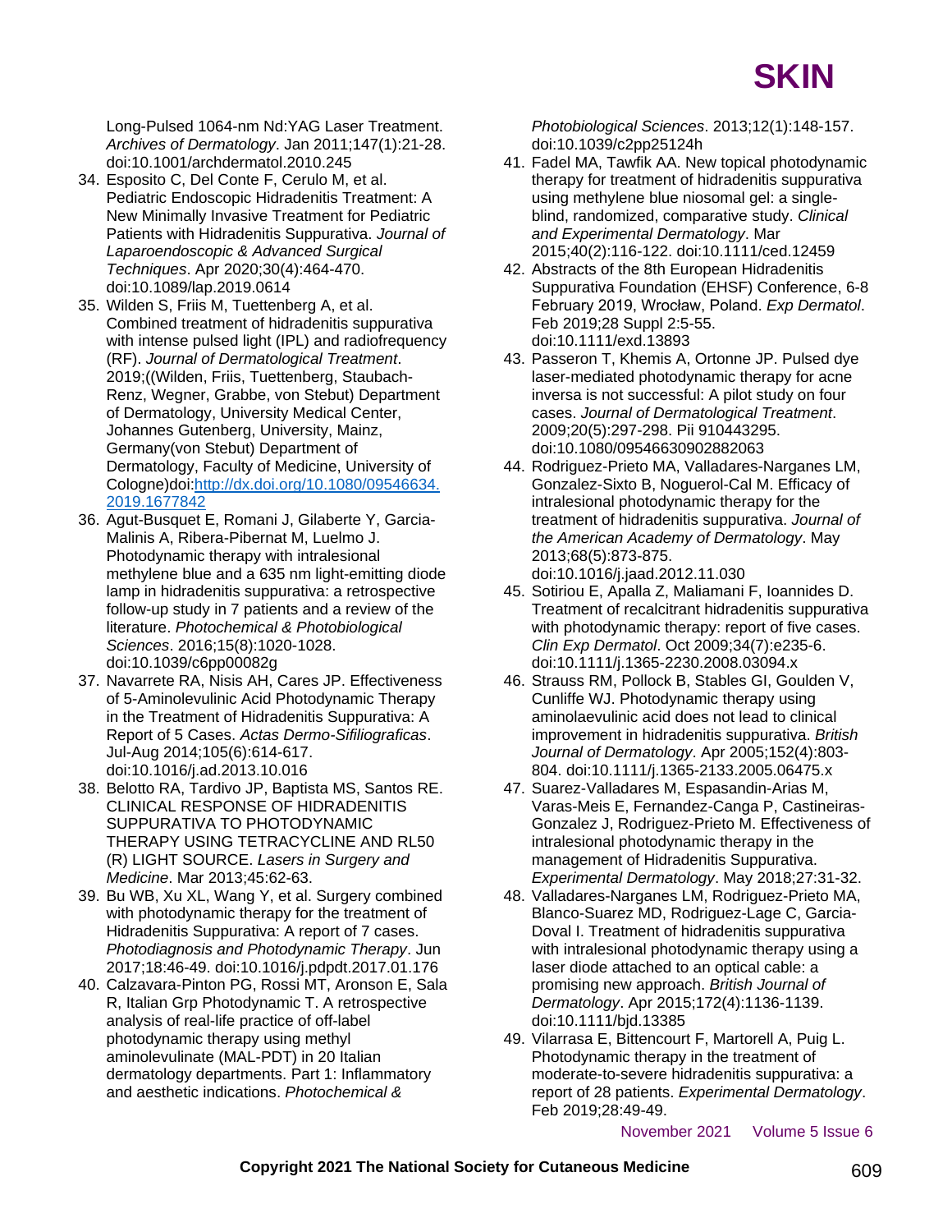Long-Pulsed 1064-nm Nd:YAG Laser Treatment. *Archives of Dermatology*. Jan 2011;147(1):21-28. doi:10.1001/archdermatol.2010.245

34. Esposito C, Del Conte F, Cerulo M, et al. Pediatric Endoscopic Hidradenitis Treatment: A New Minimally Invasive Treatment for Pediatric Patients with Hidradenitis Suppurativa. *Journal of Laparoendoscopic & Advanced Surgical Techniques*. Apr 2020;30(4):464-470. doi:10.1089/lap.2019.0614
35. Wilden S, Friis M, Tuettenberg A, et al. Combined treatment of hidradenitis suppurativa with intense pulsed light (IPL) and radiofrequency (RF). *Journal of Dermatological Treatment*. 2019;((Wilden, Friis, Tuettenberg, Staubach-Renz, Wegner, Grabbe, von Stebut) Department of Dermatology, University Medical Center, Johannes Gutenberg, University, Mainz, Germany(von Stebut) Department of Dermatology, Faculty of Medicine, University of Cologne)doi:[http://dx.doi.org/10.1080/09546634.2019.1677842](http://dx.doi.org/10.1080/09546634.2019.1677842)
36. Agut-Busquet E, Romani J, Gilaberte Y, Garcia-Malinis A, Ribera-Pibernat M, Luelmo J. Photodynamic therapy with intralesional methylene blue and a 635 nm light-emitting diode lamp in hidradenitis suppurativa: a retrospective follow-up study in 7 patients and a review of the literature. *Photochemical & Photobiological Sciences*. 2016;15(8):1020-1028. doi:10.1039/c6pp00082g
37. Navarrete RA, Nisis AH, Cares JP. Effectiveness of 5-Aminolevulinic Acid Photodynamic Therapy in the Treatment of Hidradenitis Suppurativa: A Report of 5 Cases. *Actas Dermo-Sifiliograficas*. Jul-Aug 2014;105(6):614-617. doi:10.1016/j.ad.2013.10.016
38. Belotto RA, Tardivo JP, Baptista MS, Santos RE. CLINICAL RESPONSE OF HIDRADENITIS SUPPURATIVA TO PHOTODYNAMIC THERAPY USING TETRACYCLINE AND RL50 (R) LIGHT SOURCE. *Lasers in Surgery and Medicine*. Mar 2013;45:62-63.
39. Bu WB, Xu XL, Wang Y, et al. Surgery combined with photodynamic therapy for the treatment of Hidradenitis Suppurativa: A report of 7 cases. *Photodiagnosis and Photodynamic Therapy*. Jun 2017;18:46-49. doi:10.1016/j.pdpdt.2017.01.176
40. Calzavara-Pinton PG, Rossi MT, Aronson E, Sala R, Italian Grp Photodynamic T. A retrospective analysis of real-life practice of off-label photodynamic therapy using methyl aminolevulinate (MAL-PDT) in 20 Italian dermatology departments. Part 1: Inflammatory and aesthetic indications. *Photochemical & Photobiological Sciences*. 2013;12(1):148-157. doi:10.1039/c2pp25124h
41. Fadel MA, Tawfik AA. New topical photodynamic therapy for treatment of hidradenitis suppurativa using methylene blue niosomal gel: a single-blind, randomized, comparative study. *Clinical and Experimental Dermatology*. Mar 2015;40(2):116-122. doi:10.1111/ced.12459
42. Abstracts of the 8th European Hidradenitis Suppurativa Foundation (EHSF) Conference, 6-8 February 2019, Wrocław, Poland. *Exp Dermatol*. Feb 2019;28 Suppl 2:5-55. doi:10.1111/exd.13893
43. Passeron T, Khemis A, Ortonne JP. Pulsed dye laser-mediated photodynamic therapy for acne inversa is not successful: A pilot study on four cases. *Journal of Dermatological Treatment*. 2009;20(5):297-298. Pii 910443295. doi:10.1080/09546630902882063
44. Rodriguez-Prieto MA, Valladares-Narganes LM, Gonzalez-Sixto B, Noguerol-Cal M. Efficacy of intralesional photodynamic therapy for the treatment of hidradenitis suppurativa. *Journal of the American Academy of Dermatology*. May 2013;68(5):873-875. doi:10.1016/j.jaad.2012.11.030
45. Sotiriou E, Apalla Z, Maliamani F, Ioannides D. Treatment of recalcitrant hidradenitis suppurativa with photodynamic therapy: report of five cases. *Clin Exp Dermatol*. Oct 2009;34(7):e235-6. doi:10.1111/j.1365-2230.2008.03094.x
46. Strauss RM, Pollock B, Stables GI, Goulden V, Cunliffe WJ. Photodynamic therapy using aminolaevulinic acid does not lead to clinical improvement in hidradenitis suppurativa. *British Journal of Dermatology*. Apr 2005;152(4):803-804. doi:10.1111/j.1365-2133.2005.06475.x
47. Suarez-Valladares M, Espasandin-Arias M, Varas-Meis E, Fernandez-Canga P, Castineiras-Gonzalez J, Rodriguez-Prieto M. Effectiveness of intralesional photodynamic therapy in the management of Hidradenitis Suppurativa. *Experimental Dermatology*. May 2018;27:31-32.
48. Valladares-Narganes LM, Rodriguez-Prieto MA, Blanco-Suarez MD, Rodriguez-Lage C, Garcia-Doval I. Treatment of hidradenitis suppurativa with intralesional photodynamic therapy using a laser diode attached to an optical cable: a promising new approach. *British Journal of Dermatology*. Apr 2015;172(4):1136-1139. doi:10.1111/bjd.13385
49. Vilarrasa E, Bittencourt F, Martorell A, Puig L. Photodynamic therapy in the treatment of moderate-to-severe hidradenitis suppurativa: a report of 28 patients. *Experimental Dermatology*. Feb 2019;28:49-49.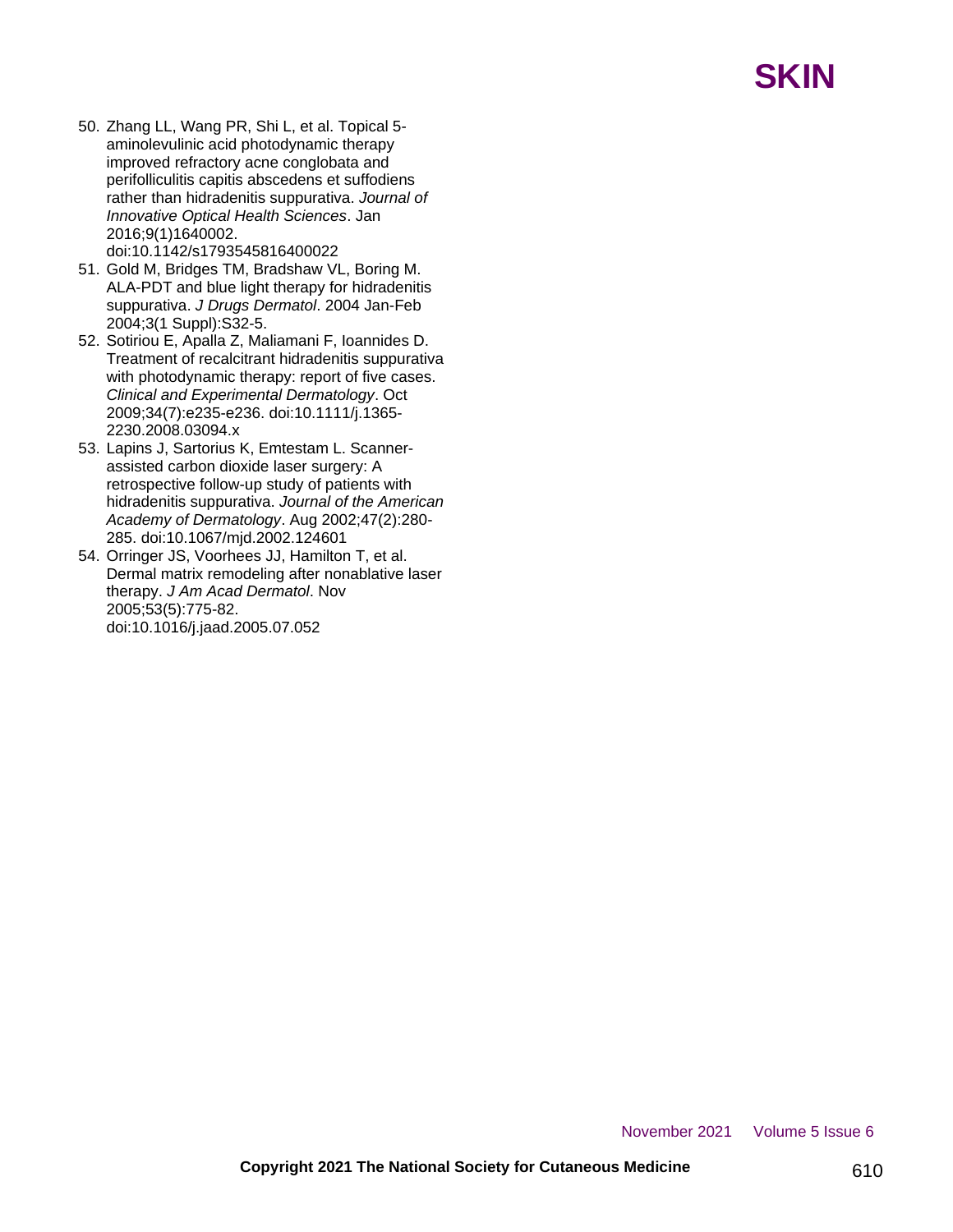50. Zhang LL, Wang PR, Shi L, et al. Topical 5-aminolevulinic acid photodynamic therapy improved refractory acne conglobata and perifolliculitis capitis abscedens et suffodiens rather than hidradenitis suppurativa. *Journal of Innovative Optical Health Sciences*. Jan 2016;9(1)1640002. doi:10.1142/s1793545816400022
51. Gold M, Bridges TM, Bradshaw VL, Boring M. ALA-PDT and blue light therapy for hidradenitis suppurativa. *J Drugs Dermatol*. 2004 Jan-Feb 2004;3(1 Suppl):S32-5.
52. Sotiriou E, Apalla Z, Maliamani F, Ioannides D. Treatment of recalcitrant hidradenitis suppurativa with photodynamic therapy: report of five cases. *Clinical and Experimental Dermatology*. Oct 2009;34(7):e235-e236. doi:10.1111/j.1365-2230.2008.03094.x
53. Lapins J, Sartorius K, Emtestam L. Scanner-assisted carbon dioxide laser surgery: A retrospective follow-up study of patients with hidradenitis suppurativa. *Journal of the American Academy of Dermatology*. Aug 2002;47(2):280-285. doi:10.1067/mjd.2002.124601
54. Orringer JS, Voorhees JJ, Hamilton T, et al. Dermal matrix remodeling after nonablative laser therapy. *J Am Acad Dermatol*. Nov 2005;53(5):775-82. doi:10.1016/j.jaad.2005.07.052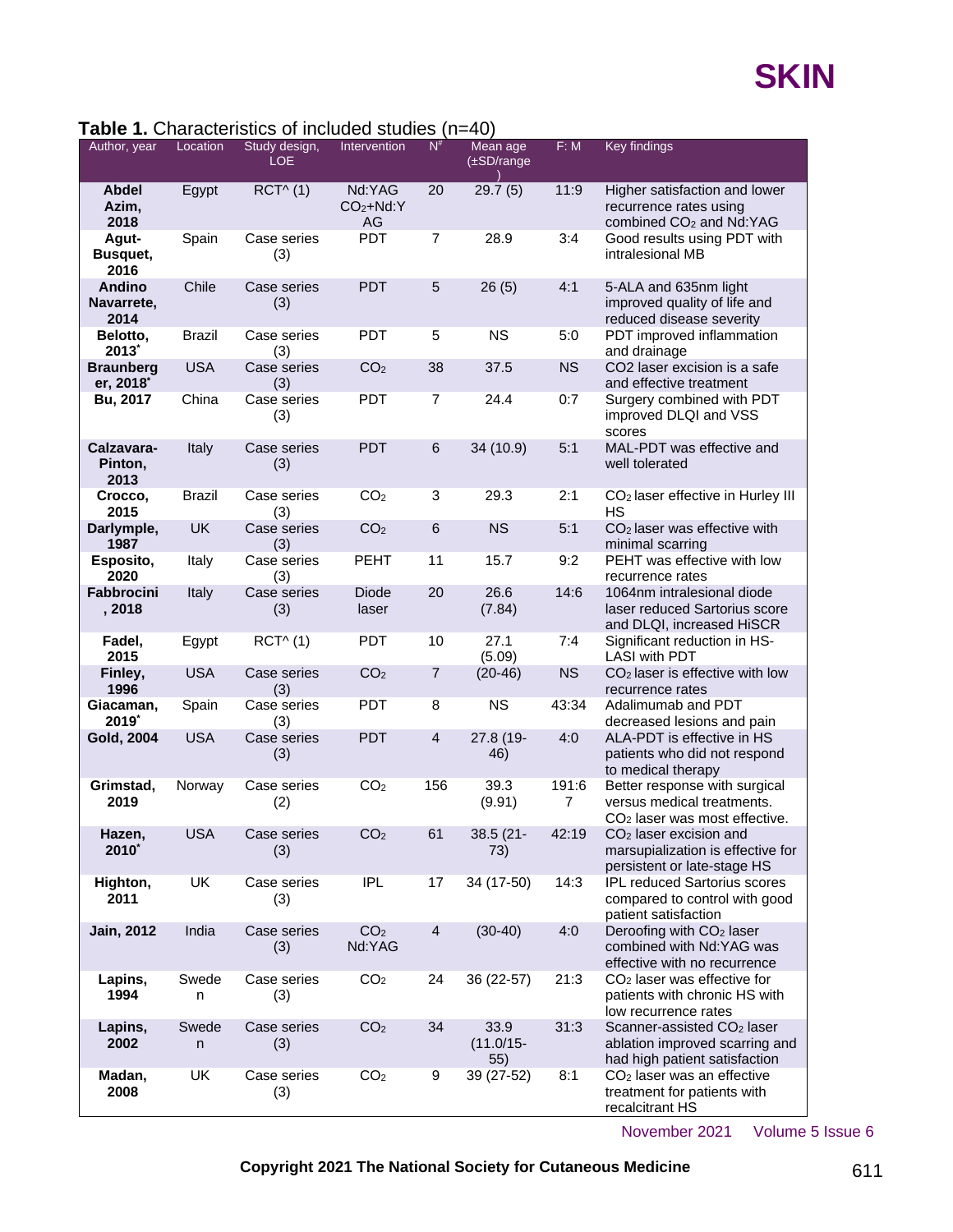**Table 1.** Characteristics of included studies (n=40)

| Author, year | Location | Study design, LOE | Intervention | N[#] | Mean age (±SD/range) | F: M | Key findings |
|---|---|---|---|---|---|---|---|
| **Abdel Azim, 2018** | Egypt | RCT^ (1) | Nd:YAG $CO_2$+Nd:YAG | 20 | 29.7 (5) | 11:9 | Higher satisfaction and lower recurrence rates using combined $CO_2$ and Nd:YAG |
| **Agut-Busquet, 2016** | Spain | Case series (3) | PDT | 7 | 28.9 | 3:4 | Good results using PDT with intralesional MB |
| **Andino Navarrete, 2014** | Chile | Case series (3) | PDT | 5 | 26 (5) | 4:1 | 5-ALA and 635nm light improved quality of life and reduced disease severity |
| **Belotto, 2013*** | Brazil | Case series (3) | PDT | 5 | NS | 5:0 | PDT improved inflammation and drainage |
| **Braunberger, 2018*** | USA | Case series (3) | $CO_2$ | 38 | 37.5 | NS | CO2 laser excision is a safe and effective treatment |
| **Bu, 2017** | China | Case series (3) | PDT | 7 | 24.4 | 0:7 | Surgery combined with PDT improved DLQI and VSS scores |
| **Calzavara-Pinton, 2013** | Italy | Case series (3) | PDT | 6 | 34 (10.9) | 5:1 | MAL-PDT was effective and well tolerated |
| **Crocco, 2015** | Brazil | Case series (3) | $CO_2$ | 3 | 29.3 | 2:1 | $CO_2$ laser effective in Hurley III HS |
| **Darlymple, 1987** | UK | Case series (3) | $CO_2$ | 6 | NS | 5:1 | $CO_2$ laser was effective with minimal scarring |
| **Esposito, 2020** | Italy | Case series (3) | PEHT | 11 | 15.7 | 9:2 | PEHT was effective with low recurrence rates |
| **Fabbrocini, 2018** | Italy | Case series (3) | Diode laser | 20 | 26.6 (7.84) | 14:6 | 1064nm intralesional diode laser reduced Sartorius score and DLQI, increased HiSCR |
| **Fadel, 2015** | Egypt | RCT^ (1) | PDT | 10 | 27.1 (5.09) | 7:4 | Significant reduction in HS-LASI with PDT |
| **Finley, 1996** | USA | Case series (3) | $CO_2$ | 7 | (20-46) | NS | $CO_2$ laser is effective with low recurrence rates |
| **Giacaman, 2019*** | Spain | Case series (3) | PDT | 8 | NS | 43:34 | Adalimumab and PDT decreased lesions and pain |
| **Gold, 2004** | USA | Case series (3) | PDT | 4 | 27.8 (19-46) | 4:0 | ALA-PDT is effective in HS patients who did not respond to medical therapy |
| **Grimstad, 2019** | Norway | Case series (2) | $CO_2$ | 156 | 39.3 (9.91) | 191:67 | Better response with surgical versus medical treatments. $CO_2$ laser was most effective. |
| **Hazen, 2010*** | USA | Case series (3) | $CO_2$ | 61 | 38.5 (21-73) | 42:19 | $CO_2$ laser excision and marsupialization is effective for persistent or late-stage HS |
| **Highton, 2011** | UK | Case series (3) | IPL | 17 | 34 (17-50) | 14:3 | IPL reduced Sartorius scores compared to control with good patient satisfaction |
| **Jain, 2012** | India | Case series (3) | $CO_2$ Nd:YAG | 4 | (30-40) | 4:0 | Deroofing with $CO_2$ laser combined with Nd:YAG was effective with no recurrence |
| **Lapins, 1994** | Sweden | Case series (3) | $CO_2$ | 24 | 36 (22-57) | 21:3 | $CO_2$ laser was effective for patients with chronic HS with low recurrence rates |
| **Lapins, 2002** | Sweden | Case series (3) | $CO_2$ | 34 | 33.9 (11.0/15-55) | 31:3 | Scanner-assisted $CO_2$ laser ablation improved scarring and had high patient satisfaction |
| **Madan, 2008** | UK | Case series (3) | $CO_2$ | 9 | 39 (27-52) | 8:1 | $CO_2$ laser was an effective treatment for patients with recalcitrant HS |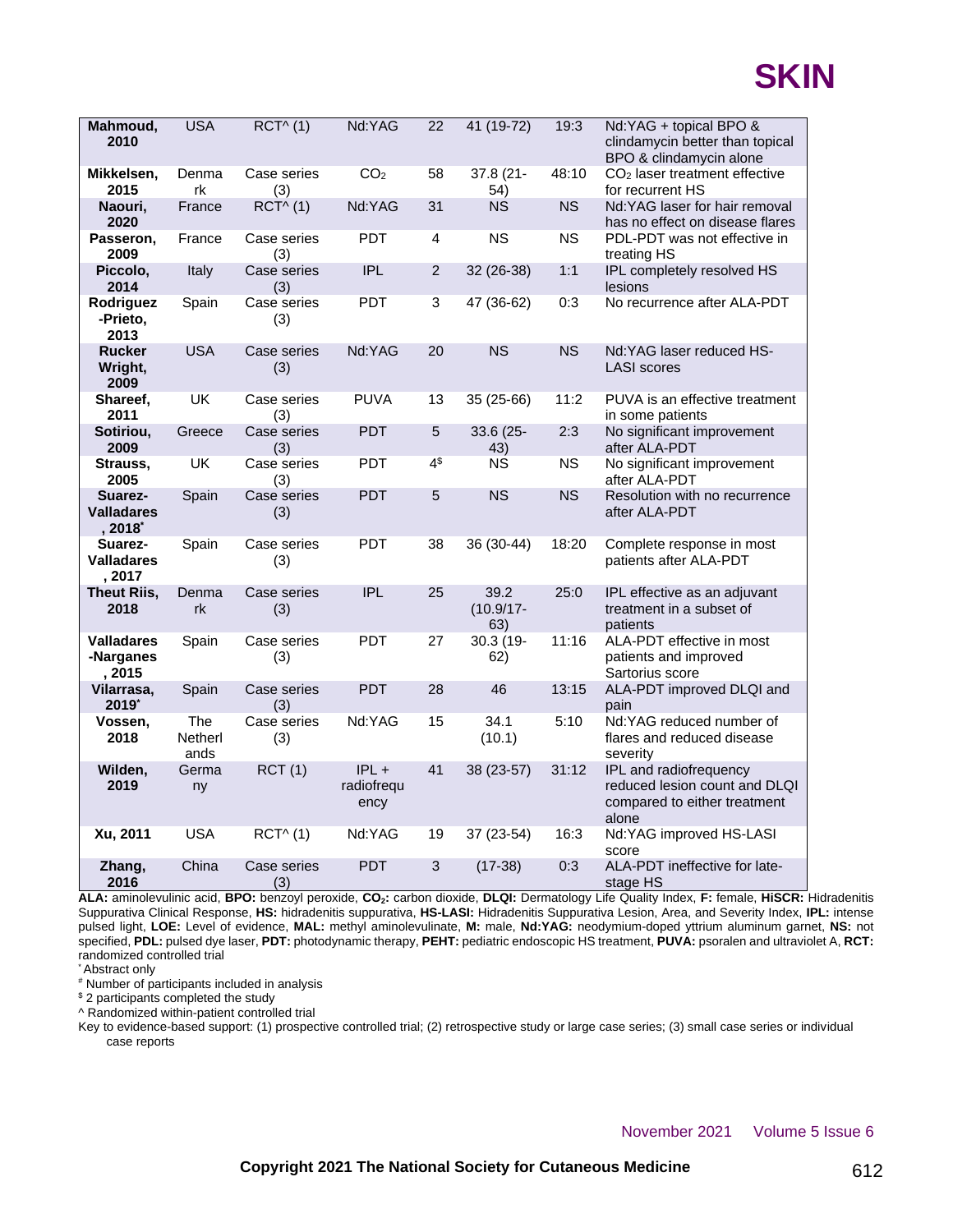| Mahmoud, 2010 | USA | RCT^ (1) | Nd:YAG | 22 | 41 (19-72) | 19:3 | Nd:YAG + topical BPO & clindamycin better than topical BPO & clindamycin alone |
|---|---|---|---|---|---|---|---|
| Mikkelsen, 2015 | Denmark | Case series (3) | $CO_2$ | 58 | 37.8 (21-54) | 48:10 | $CO_2$ laser treatment effective for recurrent HS |
| Naouri, 2020 | France | RCT^ (1) | Nd:YAG | 31 | NS | NS | Nd:YAG laser for hair removal has no effect on disease flares |
| Passeron, 2009 | France | Case series (3) | PDT | 4 | NS | NS | PDL-PDT was not effective in treating HS |
| Piccolo, 2014 | Italy | Case series (3) | IPL | 2 | 32 (26-38) | 1:1 | IPL completely resolved HS lesions |
| Rodriguez-Prieto, 2013 | Spain | Case series (3) | PDT | 3 | 47 (36-62) | 0:3 | No recurrence after ALA-PDT |
| Rucker Wright, 2009 | USA | Case series (3) | Nd:YAG | 20 | NS | NS | Nd:YAG laser reduced HS-LASI scores |
| Shareef, 2011 | UK | Case series (3) | PUVA | 13 | 35 (25-66) | 11:2 | PUVA is an effective treatment in some patients |
| Sotiriou, 2009 | Greece | Case series (3) | PDT | 5 | 33.6 (25-43) | 2:3 | No significant improvement after ALA-PDT |
| Strauss, 2005 | UK | Case series (3) | PDT | 4[$] | NS | NS | No significant improvement after ALA-PDT |
| Suarez-Valladares, 2018[*] | Spain | Case series (3) | PDT | 5 | NS | NS | Resolution with no recurrence after ALA-PDT |
| Suarez-Valladares, 2017 | Spain | Case series (3) | PDT | 38 | 36 (30-44) | 18:20 | Complete response in most patients after ALA-PDT |
| Theut Riis, 2018 | Denmark | Case series (3) | IPL | 25 | 39.2 (10.9/17-63) | 25:0 | IPL effective as an adjuvant treatment in a subset of patients |
| Valladares-Narganes, 2015 | Spain | Case series (3) | PDT | 27 | 30.3 (19-62) | 11:16 | ALA-PDT effective in most patients and improved Sartorius score |
| Vilarrasa, 2019[*] | Spain | Case series (3) | PDT | 28 | 46 | 13:15 | ALA-PDT improved DLQI and pain |
| Vossen, 2018 | The Netherlands | Case series (3) | Nd:YAG | 15 | 34.1 (10.1) | 5:10 | Nd:YAG reduced number of flares and reduced disease severity |
| Wilden, 2019 | Germany | RCT (1) | IPL + radiofrequency | 41 | 38 (23-57) | 31:12 | IPL and radiofrequency reduced lesion count and DLQI compared to either treatment alone |
| Xu, 2011 | USA | RCT^ (1) | Nd:YAG | 19 | 37 (23-54) | 16:3 | Nd:YAG improved HS-LASI score |
| Zhang, 2016 | China | Case series (3) | PDT | 3 | (17-38) | 0:3 | ALA-PDT ineffective for late-stage HS |

**ALA:** aminolevulinic acid, **BPO:** benzoyl peroxide, **$CO_2$:** carbon dioxide, **DLQI:** Dermatology Life Quality Index, **F:** female, **HiSCR:** Hidradenitis Suppurativa Clinical Response, **HS:** hidradenitis suppurativa, **HS-LASI:** Hidradenitis Suppurativa Lesion, Area, and Severity Index, **IPL:** intense pulsed light, **LOE:** Level of evidence, **MAL:** methyl aminolevulinate, **M:** male, **Nd:YAG:** neodymium-doped yttrium aluminum garnet, **NS:** not specified, **PDL:** pulsed dye laser, **PDT:** photodynamic therapy, **PEHT:** pediatric endoscopic HS treatment, **PUVA:** psoralen and ultraviolet A, **RCT:** randomized controlled trial

[*] Abstract only

[#] Number of participants included in analysis

[$] 2 participants completed the study

^ Randomized within-patient controlled trial

Key to evidence-based support: (1) prospective controlled trial; (2) retrospective study or large case series; (3) small case series or individual case reports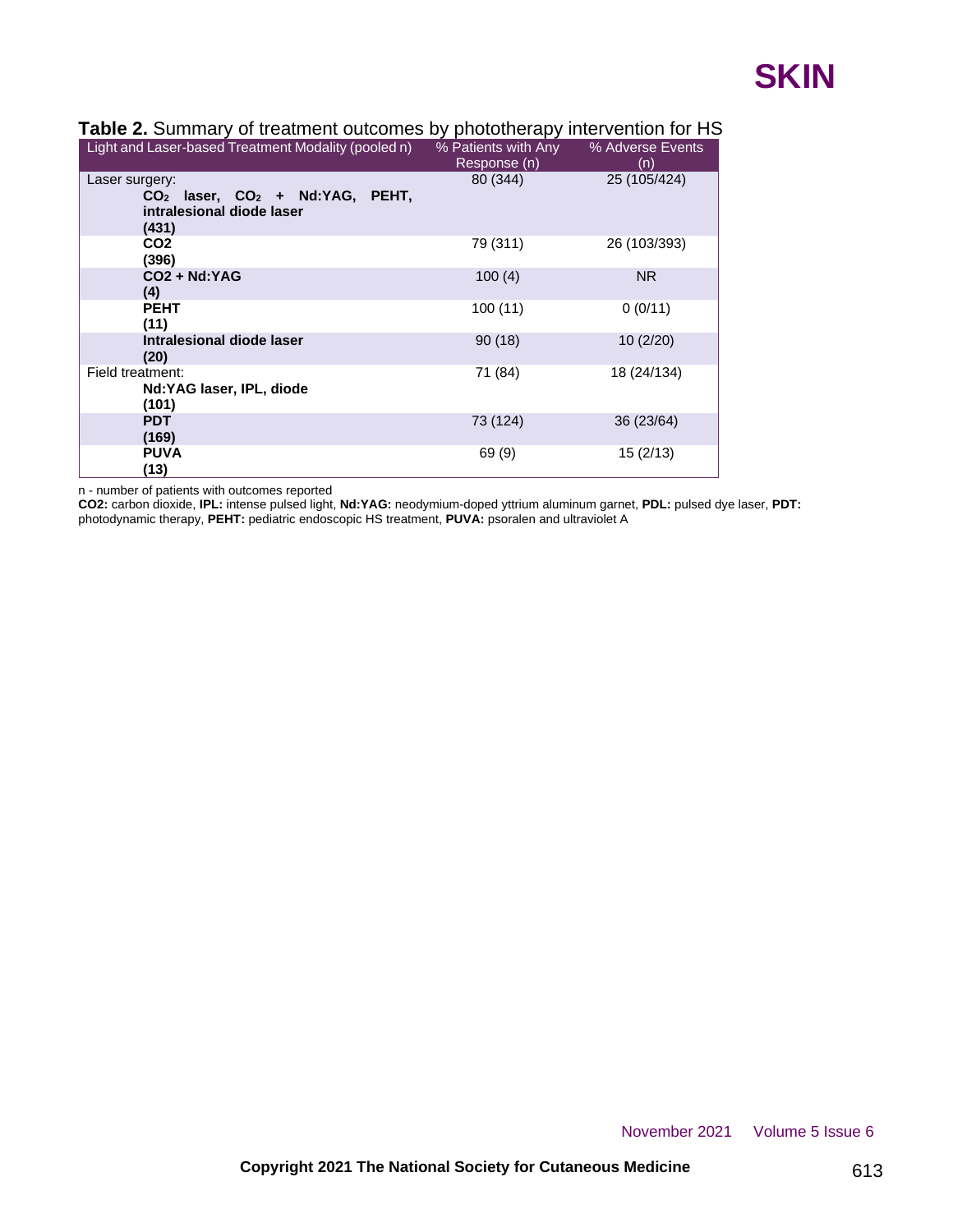**Table 2.** Summary of treatment outcomes by phototherapy intervention for HS

| Light and Laser-based Treatment Modality (pooled n) | % Patients with Any Response (n) | % Adverse Events (n) |
|---|---|---|
| Laser surgery: **$CO_2$ laser, $CO_2$ + Nd:YAG, PEHT, intralesional diode laser (431)** | 80 (344) | 25 (105/424) |
| **CO2 (396)** | 79 (311) | 26 (103/393) |
| **CO2 + Nd:YAG (4)** | 100 (4) | NR |
| **PEHT (11)** | 100 (11) | 0 (0/11) |
| **Intralesional diode laser (20)** | 90 (18) | 10 (2/20) |
| Field treatment: **Nd:YAG laser, IPL, diode (101)** | 71 (84) | 18 (24/134) |
| **PDT (169)** | 73 (124) | 36 (23/64) |
| **PUVA (13)** | 69 (9) | 15 (2/13) |

n - number of patients with outcomes reported

**CO2:** carbon dioxide, **IPL:** intense pulsed light, **Nd:YAG:** neodymium-doped yttrium aluminum garnet, **PDL:** pulsed dye laser, **PDT:** photodynamic therapy, **PEHT:** pediatric endoscopic HS treatment, **PUVA:** psoralen and ultraviolet A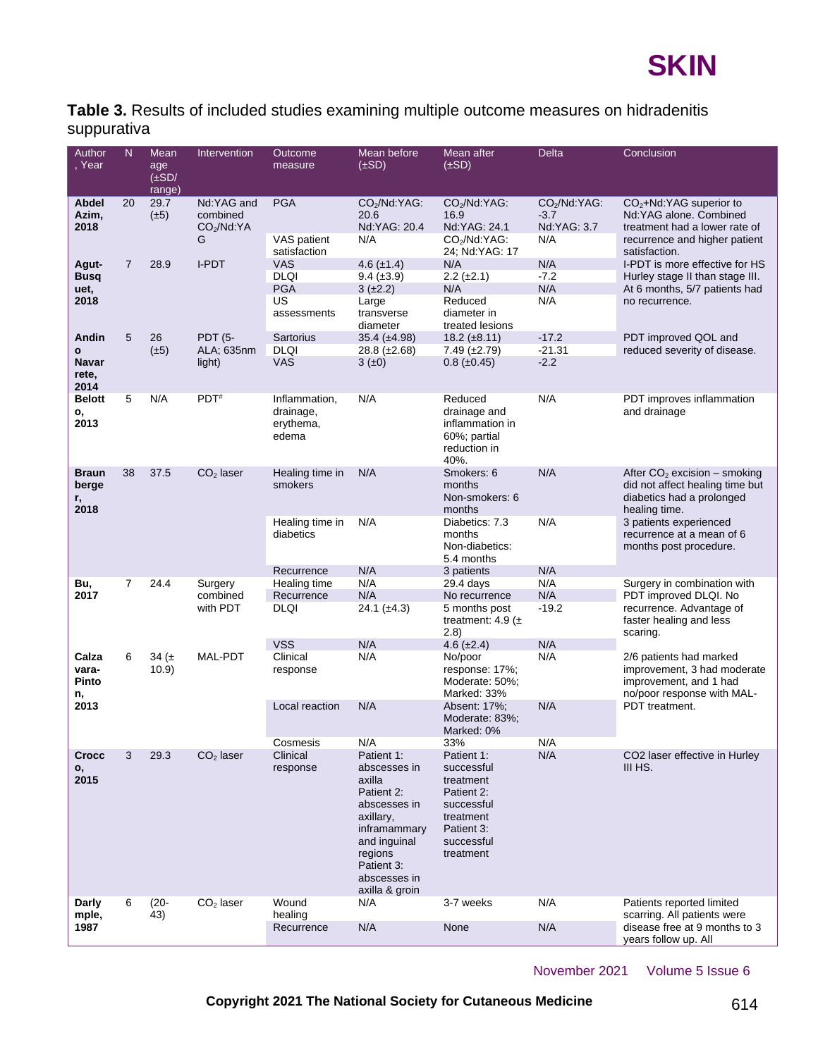**Table 3.** Results of included studies examining multiple outcome measures on hidradenitis suppurativa

| Author, Year | N | Mean age (±SD/ range) | Intervention | Outcome measure | Mean before (±SD) | Mean after (±SD) | Delta | Conclusion |
|---|---|---|---|---|---|---|---|---|
| **Abdel Azim, 2018** | 20 | 29.7 (±5) | Nd:YAG and combined $CO_2$/Nd:YAG | PGA | $CO_2$/Nd:YAG: 20.6 Nd:YAG: 20.4 | $CO_2$/Nd:YAG: 16.9 Nd:YAG: 24.1 | $CO_2$/Nd:YAG: -3.7 Nd:YAG: 3.7 | $CO_2$+Nd:YAG superior to Nd:YAG alone. Combined treatment had a lower rate of recurrence and higher patient satisfaction. |
| | | | | VAS patient satisfaction | N/A | $CO_2$/Nd:YAG: 24; Nd:YAG: 17 | N/A | |
| **Agut-Busquet, 2018** | 7 | 28.9 | I-PDT | VAS | 4.6 (±1.4) | N/A | N/A | I-PDT is more effective for HS Hurley stage II than stage III. At 6 months, 5/7 patients had no recurrence. |
| | | | | DLQI | 9.4 (±3.9) | 2.2 (±2.1) | -7.2 | |
| | | | | PGA | 3 (±2.2) | N/A | N/A | |
| | | | | US assessments | Large transverse diameter | Reduced diameter in treated lesions | N/A | |
| **Andino Navarrete, 2014** | 5 | 26 (±5) | PDT (5-ALA; 635nm light) | Sartorius | 35.4 (±4.98) | 18.2 (±8.11) | -17.2 | PDT improved QOL and reduced severity of disease. |
| | | | | DLQI | 28.8 (±2.68) | 7.49 (±2.79) | -21.31 | |
| | | | | VAS | 3 (±0) | 0.8 (±0.45) | -2.2 | |
| **Belotto, 2013** | 5 | N/A | PDT[#] | Inflammation, drainage, erythema, edema | N/A | Reduced drainage and inflammation in 60%; partial reduction in 40%. | N/A | PDT improves inflammation and drainage |
| **Braunberger, 2018** | 38 | 37.5 | $CO_2$ laser | Healing time in smokers | N/A | Smokers: 6 months Non-smokers: 6 months | N/A | After $CO_2$ excision – smoking did not affect healing time but diabetics had a prolonged healing time. 3 patients experienced recurrence at a mean of 6 months post procedure. |
| | | | | Healing time in diabetics | N/A | Diabetics: 7.3 months Non-diabetics: 5.4 months | N/A | |
| | | | | Recurrence | N/A | 3 patients | N/A | |
| **Bu, 2017** | 7 | 24.4 | Surgery combined with PDT | Healing time | N/A | 29.4 days | N/A | Surgery in combination with PDT improved DLQI. No recurrence. Advantage of faster healing and less scaring. |
| | | | | Recurrence | N/A | No recurrence | N/A | |
| | | | | DLQI | 24.1 (±4.3) | 5 months post treatment: 4.9 (± 2.8) | -19.2 | |
| | | | | VSS | N/A | 4.6 (±2.4) | N/A | |
| **Calzavara-Pinton, 2013** | 6 | 34 (± 10.9) | MAL-PDT | Clinical response | N/A | No/poor response: 17%; Moderate: 50%; Marked: 33% | N/A | 2/6 patients had marked improvement, 3 had moderate improvement, and 1 had no/poor response with MAL-PDT treatment. |
| | | | | Local reaction | N/A | Absent: 17%; Moderate: 83%; Marked: 0% | N/A | |
| | | | | Cosmesis | N/A | 33% | N/A | |
| **Crocco, 2015** | 3 | 29.3 | $CO_2$ laser | Clinical response | Patient 1: abscesses in axilla Patient 2: abscesses in axillary, inframammary and inguinal regions Patient 3: abscesses in axilla & groin | Patient 1: successful treatment Patient 2: successful treatment Patient 3: successful treatment | N/A | CO2 laser effective in Hurley III HS. |
| **Darlymple, 1987** | 6 | (20-43) | $CO_2$ laser | Wound healing | N/A | 3-7 weeks | N/A | Patients reported limited scarring. All patients were disease free at 9 months to 3 years follow up. All |
| | | | | Recurrence | N/A | None | N/A | |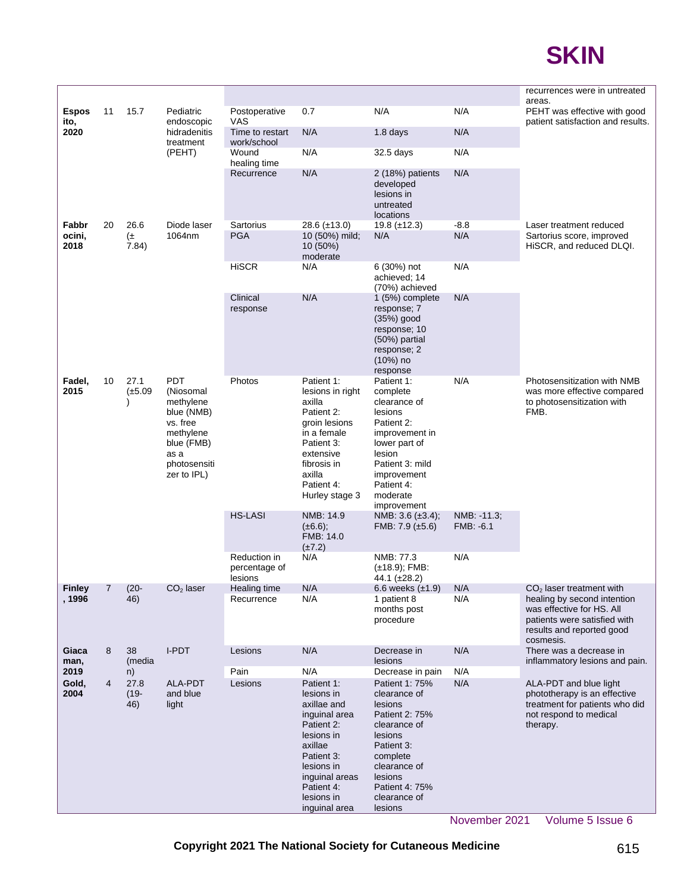| | | | | | | | | recurrences were in untreated areas. |
|---|---|---|---|---|---|---|---|---|
| **Esposito, 2020** | 11 | 15.7 | Pediatric endoscopic hidradenitis treatment (PEHT) | Postoperative VAS | 0.7 | N/A | N/A | PEHT was effective with good patient satisfaction and results. |
| | | | | Time to restart work/school | N/A | 1.8 days | N/A | |
| | | | | Wound healing time | N/A | 32.5 days | N/A | |
| | | | | Recurrence | N/A | 2 (18%) patients developed lesions in untreated locations | N/A | |
| **Fabbrocini, 2018** | 20 | 26.6 (± 7.84) | Diode laser 1064nm | Sartorius | 28.6 (±13.0) | 19.8 (±12.3) | -8.8 | Laser treatment reduced Sartorius score, improved HiSCR, and reduced DLQI. |
| | | | | PGA | 10 (50%) mild; 10 (50%) moderate | N/A | N/A | |
| | | | | HiSCR | N/A | 6 (30%) not achieved; 14 (70%) achieved | N/A | |
| | | | | Clinical response | N/A | 1 (5%) complete response; 7 (35%) good response; 10 (50%) partial response; 2 (10%) no response | N/A | |
| **Fadel, 2015** | 10 | 27.1 (±5.09) | PDT (Niosomal methylene blue (NMB) vs. free methylene blue (FMB) as a photosensitizer to IPL) | Photos | Patient 1: lesions in right axilla Patient 2: groin lesions in a female Patient 3: extensive fibrosis in axilla Patient 4: Hurley stage 3 | Patient 1: complete clearance of lesions Patient 2: improvement in lower part of lesion Patient 3: mild improvement Patient 4: moderate improvement | N/A | Photosensitization with NMB was more effective compared to photosensitization with FMB. |
| | | | | HS-LASI | NMB: 14.9 (±6.6); FMB: 14.0 (±7.2) | NMB: 3.6 (±3.4); FMB: 7.9 (±5.6) | NMB: -11.3; FMB: -6.1 | |
| | | | | Reduction in percentage of lesions | N/A | NMB: 77.3 (±18.9); FMB: 44.1 (±28.2) | N/A | |
| **Finley, 1996** | 7 | (20-46) | $CO_2$ laser | Healing time | N/A | 6.6 weeks (±1.9) | N/A | $CO_2$ laser treatment with healing by second intention was effective for HS. All patients were satisfied with results and reported good cosmesis. |
| | | | | Recurrence | N/A | 1 patient 8 months post procedure | N/A | |
| **Giacaman, 2019** | 8 | 38 (median) | I-PDT | Lesions | N/A | Decrease in lesions | N/A | There was a decrease in inflammatory lesions and pain. |
| | | | | Pain | N/A | Decrease in pain | N/A | |
| **Gold, 2004** | 4 | 27.8 (19-46) | ALA-PDT and blue light | Lesions | Patient 1: lesions in axillae and inguinal area Patient 2: lesions in axillae Patient 3: lesions in inguinal areas Patient 4: lesions in inguinal area | Patient 1: 75% clearance of lesions Patient 2: 75% clearance of lesions Patient 3: complete clearance of lesions Patient 4: 75% clearance of lesions | N/A | ALA-PDT and blue light phototherapy is an effective treatment for patients who did not respond to medical therapy. |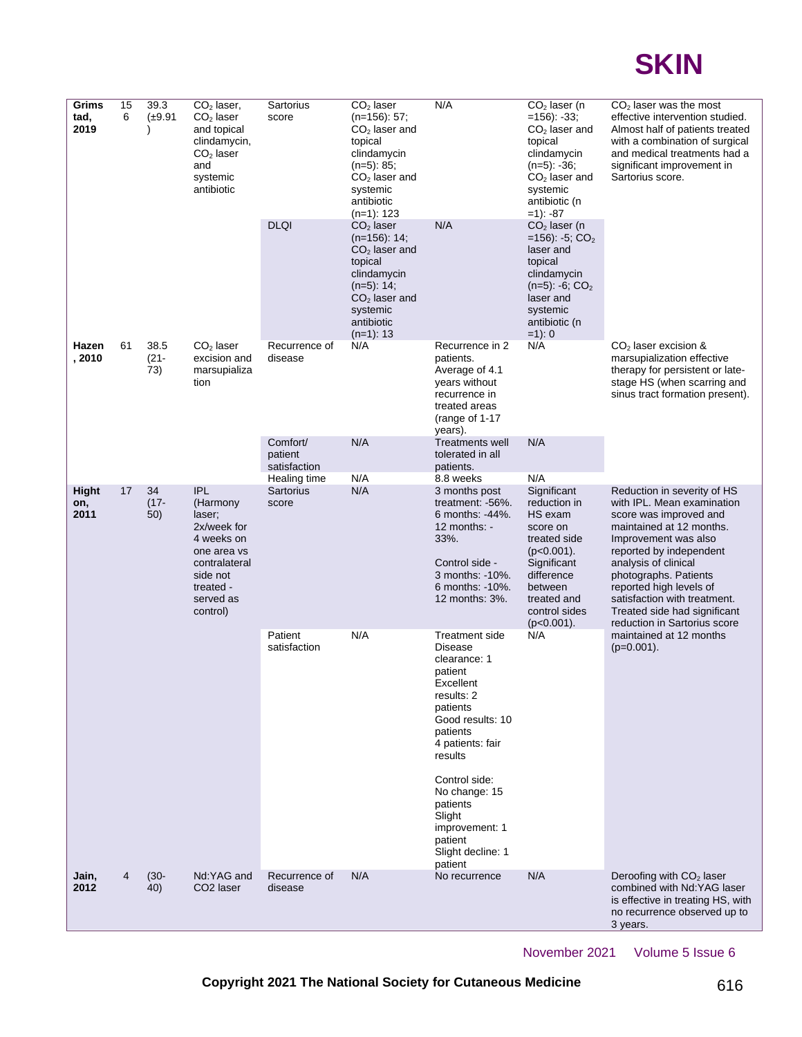| | | | | | | | | |
|---|---|---|---|---|---|---|---|---|
| **Grimstad, 2019** | 156 | 39.3 (±9.91) | $CO_2$ laser, $CO_2$ laser and topical clindamycin, $CO_2$ laser and systemic antibiotic | Sartorius score | $CO_2$ laser (n=156): 57; $CO_2$ laser and topical clindamycin (n=5): 85; $CO_2$ laser and systemic antibiotic (n=1): 123 | N/A | $CO_2$ laser (n =156): -33; $CO_2$ laser and topical clindamycin (n=5): -36; $CO_2$ laser and systemic antibiotic (n =1): -87 | $CO_2$ laser was the most effective intervention studied. Almost half of patients treated with a combination of surgical and medical treatments had a significant improvement in Sartorius score. |
| | | | | DLQI | $CO_2$ laser (n=156): 14; $CO_2$ laser and topical clindamycin (n=5): 14; $CO_2$ laser and systemic antibiotic (n=1): 13 | N/A | $CO_2$ laser (n =156): -5; $CO_2$ laser and topical clindamycin (n=5): -6; $CO_2$ laser and systemic antibiotic (n =1): 0 | |
| **Hazen, 2010** | 61 | 38.5 (21-73) | $CO_2$ laser excision and marsupialization | Recurrence of disease | N/A | Recurrence in 2 patients. Average of 4.1 years without recurrence in treated areas (range of 1-17 years). | N/A | $CO_2$ laser excision & marsupialization effective therapy for persistent or late-stage HS (when scarring and sinus tract formation present). |
| | | | | Comfort/ patient satisfaction | N/A | Treatments well tolerated in all patients. | N/A | |
| | | | | Healing time | N/A | 8.8 weeks | N/A | |
| **Highton, 2011** | 17 | 34 (17-50) | IPL (Harmony laser; 2x/week for 4 weeks on one area vs contralateral side not treated - served as control) | Sartorius score | N/A | 3 months post treatment: -56%. 6 months: -44%. 12 months: -33%.<br><br>Control side - 3 months: -10%. 6 months: -10%. 12 months: 3%. | Significant reduction in HS exam score on treated side (p<0.001). Significant difference between treated and control sides (p<0.001). | Reduction in severity of HS with IPL. Mean examination score was improved and maintained at 12 months. Improvement was also reported by independent analysis of clinical photographs. Patients reported high levels of satisfaction with treatment. Treated side had significant reduction in Sartorius score maintained at 12 months (p=0.001). |
| | | | | Patient satisfaction | N/A | Treatment side Disease clearance: 1 patient Excellent results: 2 patients Good results: 10 patients 4 patients: fair results<br><br>Control side: No change: 15 patients Slight improvement: 1 patient Slight decline: 1 patient | N/A | |
| **Jain, 2012** | 4 | (30-40) | Nd:YAG and CO2 laser | Recurrence of disease | N/A | No recurrence | N/A | Deroofing with $CO_2$ laser combined with Nd:YAG laser is effective in treating HS, with no recurrence observed up to 3 years. |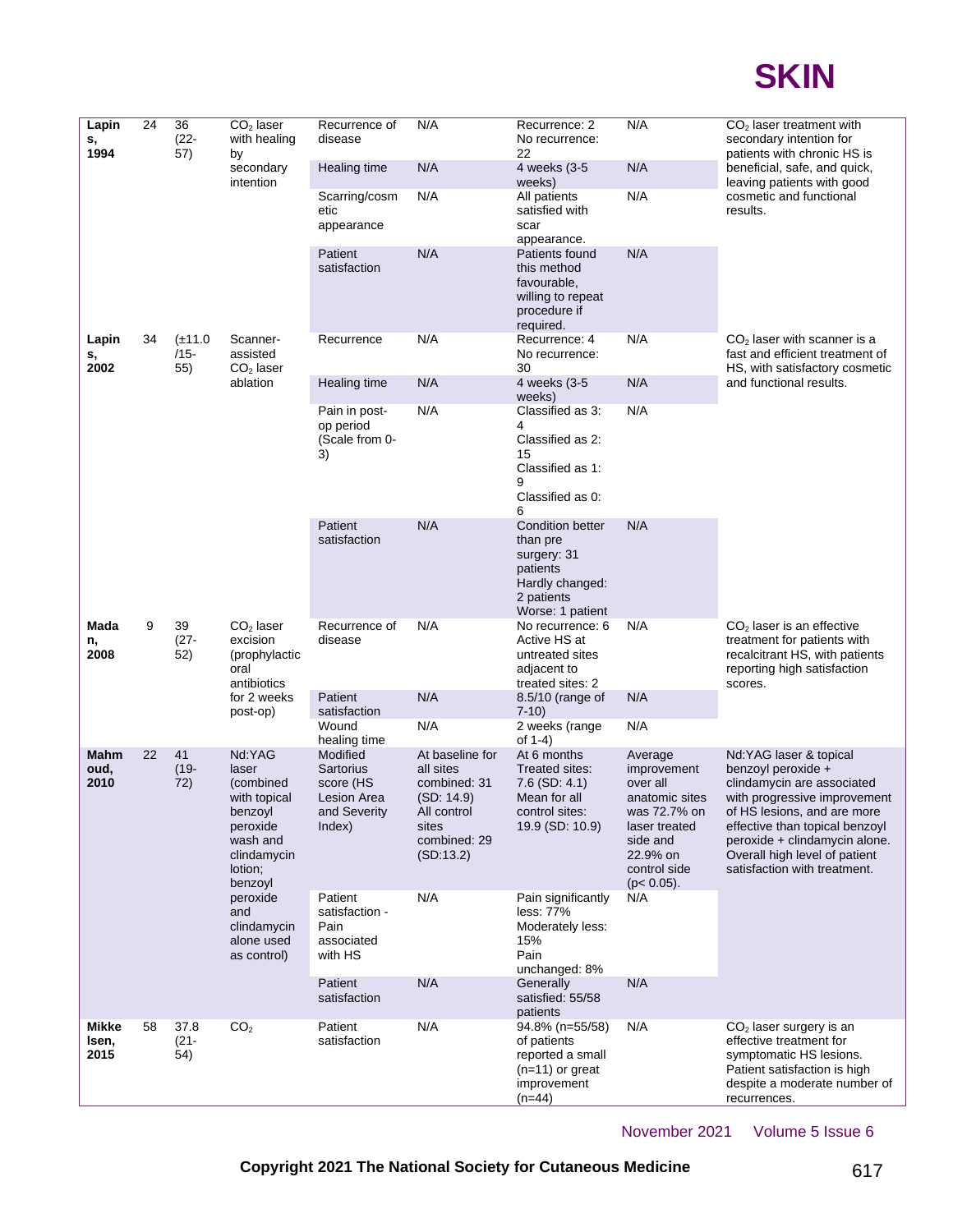| Lapins, 1994 | 24 | 36 (22-57) | $CO_2$ laser with healing by secondary intention | Recurrence of disease | N/A | Recurrence: 2<br>No recurrence: 22 | N/A | $CO_2$ laser treatment with secondary intention for patients with chronic HS is beneficial, safe, and quick, leaving patients with good cosmetic and functional results. |
|---|---|---|---|---|---|---|---|---|
| | | | | Healing time | N/A | 4 weeks (3-5 weeks) | N/A | |
| | | | | Scarring/cosmetic appearance | N/A | All patients satisfied with scar appearance. | N/A | |
| | | | | Patient satisfaction | N/A | Patients found this method favourable, willing to repeat procedure if required. | N/A | |
| Lapins, 2002 | 34 | (±11.0 /15-55) | Scanner-assisted $CO_2$ laser ablation | Recurrence | N/A | Recurrence: 4<br>No recurrence: 30 | N/A | $CO_2$ laser with scanner is a fast and efficient treatment of HS, with satisfactory cosmetic and functional results. |
| | | | | Healing time | N/A | 4 weeks (3-5 weeks) | N/A | |
| | | | | Pain in post-op period (Scale from 0-3) | N/A | Classified as 3: 4<br>Classified as 2: 15<br>Classified as 1: 9<br>Classified as 0: 6 | N/A | |
| | | | | Patient satisfaction | N/A | Condition better than pre surgery: 31 patients<br>Hardly changed: 2 patients<br>Worse: 1 patient | N/A | |
| Madan, 2008 | 9 | 39 (27-52) | $CO_2$ laser excision (prophylactic oral antibiotics for 2 weeks post-op) | Recurrence of disease | N/A | No recurrence: 6<br>Active HS at untreated sites adjacent to treated sites: 2 | N/A | $CO_2$ laser is an effective treatment for patients with recalcitrant HS, with patients reporting high satisfaction scores. |
| | | | | Patient satisfaction | N/A | 8.5/10 (range of 7-10) | N/A | |
| | | | | Wound healing time | N/A | 2 weeks (range of 1-4) | N/A | |
| Mahmoud, 2010 | 22 | 41 (19-72) | Nd:YAG laser (combined with topical benzoyl peroxide wash and clindamycin lotion; benzoyl peroxide and clindamycin alone used as control) | Modified Sartorius score (HS Lesion Area and Severity Index) | At baseline for all sites combined: 31 (SD: 14.9)<br>All control sites combined: 29 (SD:13.2) | At 6 months<br>Treated sites: 7.6 (SD: 4.1)<br>Mean for all control sites: 19.9 (SD: 10.9) | Average improvement over all anatomic sites was 72.7% on laser treated side and 22.9% on control side ($p < 0.05$). | Nd:YAG laser & topical benzoyl peroxide + clindamycin are associated with progressive improvement of HS lesions, and are more effective than topical benzoyl peroxide + clindamycin alone. Overall high level of patient satisfaction with treatment. |
| | | | | Patient satisfaction - Pain associated with HS | N/A | Pain significantly less: 77%<br>Moderately less: 15%<br>Pain unchanged: 8% | N/A | |
| | | | | Patient satisfaction | N/A | Generally satisfied: 55/58 patients | N/A | |
| Mikkelsen, 2015 | 58 | 37.8 (21-54) | $CO_2$ | Patient satisfaction | N/A | 94.8% (n=55/58) of patients reported a small (n=11) or great improvement (n=44) | N/A | $CO_2$ laser surgery is an effective treatment for symptomatic HS lesions. Patient satisfaction is high despite a moderate number of recurrences. |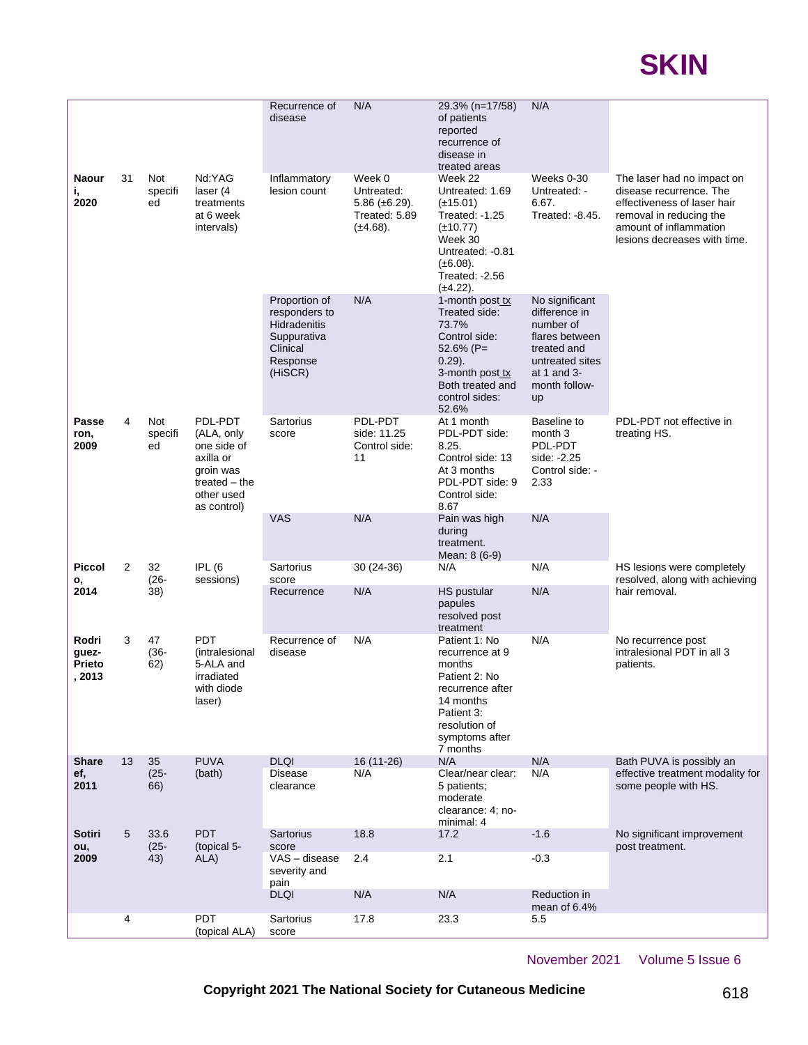| | | | | Recurrence of disease | N/A | 29.3% (n=17/58) of patients reported recurrence of disease in treated areas | N/A | |
|---|---|---|---|---|---|---|---|---|
| **Naouri, 2020** | 31 | Not specified | Nd:YAG laser (4 treatments at 6 week intervals) | Inflammatory lesion count | Week 0 Untreated: 5.86 (±6.29). Treated: 5.89 (±4.68). | Week 22 Untreated: 1.69 (±15.01) Treated: -1.25 (±10.77) Week 30 Untreated: -0.81 (±6.08). Treated: -2.56 (±4.22). | Weeks 0-30 Untreated: -6.67. Treated: -8.45. | The laser had no impact on disease recurrence. The effectiveness of laser hair removal in reducing the amount of inflammation lesions decreases with time. |
| | | | | Proportion of responders to Hidradenitis Suppurativa Clinical Response (HiSCR) | N/A | 1-month post tx Treated side: 73.7% Control side: 52.6% (P= 0.29). 3-month post tx Both treated and control sides: 52.6% | No significant difference in number of flares between treated and untreated sites at 1 and 3-month follow-up | |
| **Passeron, 2009** | 4 | Not specified | PDL-PDT (ALA, only one side of axilla or groin was treated – the other used as control) | Sartorius score | PDL-PDT side: 11.25 Control side: 11 | At 1 month PDL-PDT side: 8.25. Control side: 13 At 3 months PDL-PDT side: 9 Control side: 8.67 | Baseline to month 3 PDL-PDT side: -2.25 Control side: -2.33 | PDL-PDT not effective in treating HS. |
| | | | | VAS | N/A | Pain was high during treatment. Mean: 8 (6-9) | N/A | |
| **Piccolo, 2014** | 2 | 32 (26-38) | IPL (6 sessions) | Sartorius score | 30 (24-36) | N/A | N/A | HS lesions were completely resolved, along with achieving hair removal. |
| | | | | Recurrence | N/A | HS pustular papules resolved post treatment | N/A | |
| **Rodriguez-Prieto, 2013** | 3 | 47 (36-62) | PDT (intralesional 5-ALA and irradiated with diode laser) | Recurrence of disease | N/A | Patient 1: No recurrence at 9 months Patient 2: No recurrence after 14 months Patient 3: resolution of symptoms after 7 months | N/A | No recurrence post intralesional PDT in all 3 patients. |
| **Shareef, 2011** | 13 | 35 (25-66) | PUVA (bath) | DLQI | 16 (11-26) | N/A | N/A | Bath PUVA is possibly an effective treatment modality for some people with HS. |
| | | | | Disease clearance | N/A | Clear/near clear: 5 patients; moderate clearance: 4; no-minimal: 4 | N/A | |
| **Sotiriou, 2009** | 5 | 33.6 (25-43) | PDT (topical 5-ALA) | Sartorius score | 18.8 | 17.2 | -1.6 | No significant improvement post treatment. |
| | | | | VAS – disease severity and pain | 2.4 | 2.1 | -0.3 | |
| | | | | DLQI | N/A | N/A | Reduction in mean of 6.4% | |
| | 4 | | PDT (topical ALA) | Sartorius score | 17.8 | 23.3 | 5.5 | |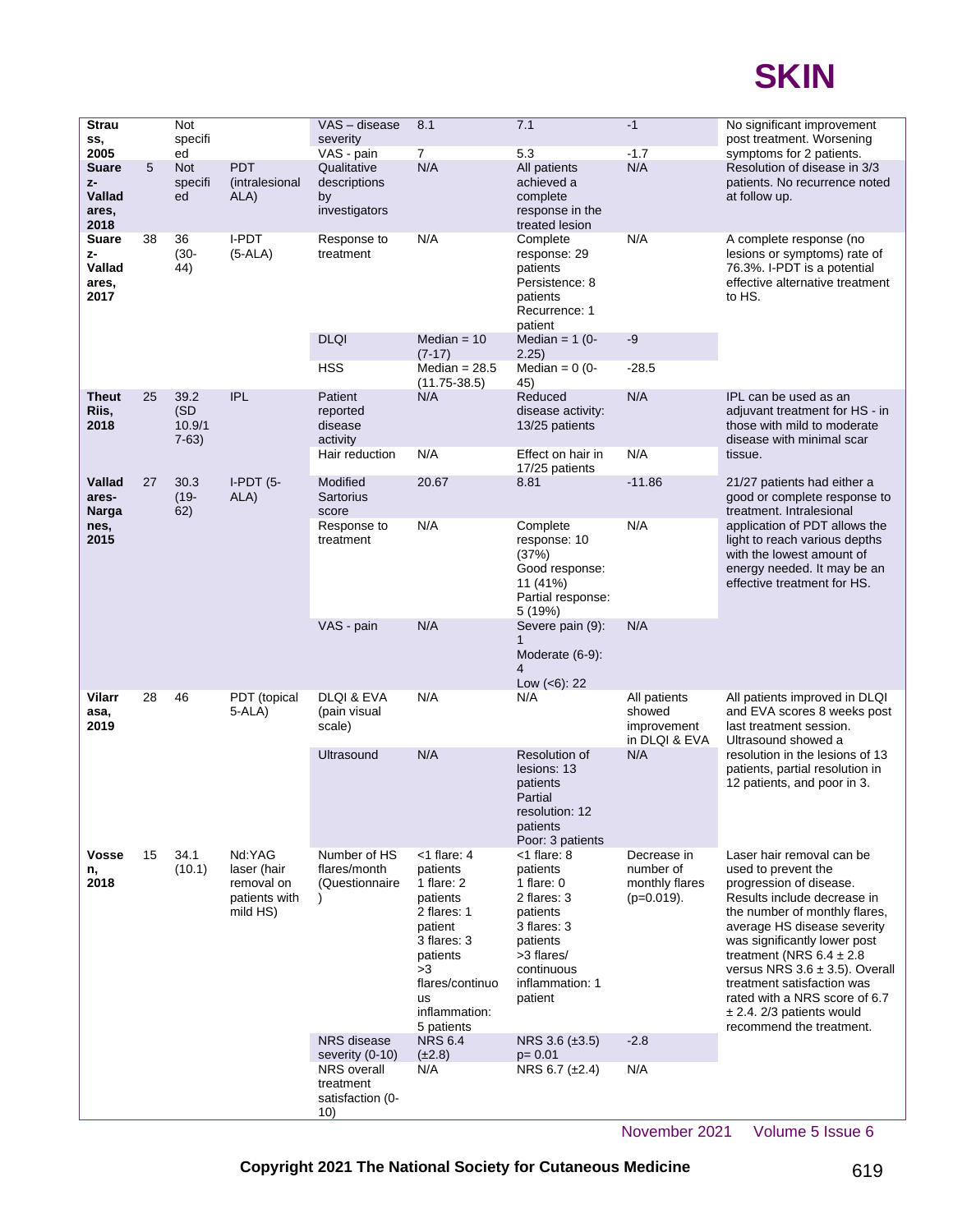| Study | n | Age | Treatment | Outcome measure | Baseline | Post-treatment | Change | Conclusion |
|---|---|---|---|---|---|---|---|---|
| **Strauss, 2005** | | Not specified | | VAS – disease severity | 8.1 | 7.1 | -1 | No significant improvement post treatment. Worsening symptoms for 2 patients. |
| | | | | VAS - pain | 7 | 5.3 | -1.7 | |
| **Suarez-Valladares, 2018** | 5 | Not specified | PDT (intralesional ALA) | Qualitative descriptions by investigators | N/A | All patients achieved a complete response in the treated lesion | N/A | Resolution of disease in 3/3 patients. No recurrence noted at follow up. |
| **Suarez-Valladares, 2017** | 38 | 36 (30-44) | I-PDT (5-ALA) | Response to treatment | N/A | Complete response: 29 patients Persistence: 8 patients Recurrence: 1 patient | N/A | A complete response (no lesions or symptoms) rate of 76.3%. I-PDT is a potential effective alternative treatment to HS. |
| | | | | DLQI | Median = 10 (7-17) | Median = 1 (0-2.25) | -9 | |
| | | | | HSS | Median = 28.5 (11.75-38.5) | Median = 0 (0-45) | -28.5 | |
| **Theut Riis, 2018** | 25 | 39.2 (SD 10.9/17-63) | IPL | Patient reported disease activity | N/A | Reduced disease activity: 13/25 patients | N/A | IPL can be used as an adjuvant treatment for HS - in those with mild to moderate disease with minimal scar tissue. |
| | | | | Hair reduction | N/A | Effect on hair in 17/25 patients | N/A | |
| **Valladares-Narganes, 2015** | 27 | 30.3 (19-62) | I-PDT (5-ALA) | Modified Sartorius score | 20.67 | 8.81 | -11.86 | 21/27 patients had either a good or complete response to treatment. Intralesional application of PDT allows the light to reach various depths with the lowest amount of energy needed. It may be an effective treatment for HS. |
| | | | | Response to treatment | N/A | Complete response: 10 (37%) Good response: 11 (41%) Partial response: 5 (19%) | N/A | |
| | | | | VAS - pain | N/A | Severe pain (9): 1 Moderate (6-9): 4 Low (<6): 22 | N/A | |
| **Vilarrasa, 2019** | 28 | 46 | PDT (topical 5-ALA) | DLQI & EVA (pain visual scale) | N/A | N/A | All patients showed improvement in DLQI & EVA | All patients improved in DLQI and EVA scores 8 weeks post last treatment session. Ultrasound showed a resolution in the lesions of 13 patients, partial resolution in 12 patients, and poor in 3. |
| | | | | Ultrasound | N/A | Resolution of lesions: 13 patients Partial resolution: 12 patients Poor: 3 patients | N/A | |
| **Vossen, 2018** | 15 | 34.1 (10.1) | Nd:YAG laser (hair removal on patients with mild HS) | Number of HS flares/month (Questionnaire) | <1 flare: 4 patients 1 flare: 2 patients 2 flares: 1 patient 3 flares: 3 patients >3 flares/continuous inflammation: 5 patients | <1 flare: 8 patients 1 flare: 0 2 flares: 3 patients 3 flares: 3 patients >3 flares/ continuous inflammation: 1 patient | Decrease in number of monthly flares (p=0.019). | Laser hair removal can be used to prevent the progression of disease. Results include decrease in the number of monthly flares, average HS disease severity was significantly lower post treatment (NRS 6.4 ± 2.8 versus NRS 3.6 ± 3.5). Overall treatment satisfaction was rated with a NRS score of 6.7 ± 2.4. 2/3 patients would recommend the treatment. |
| | | | | NRS disease severity (0-10) | NRS 6.4 (±2.8) | NRS 3.6 (±3.5) p= 0.01 | -2.8 | |
| | | | | NRS overall treatment satisfaction (0-10) | N/A | NRS 6.7 (±2.4) | N/A | |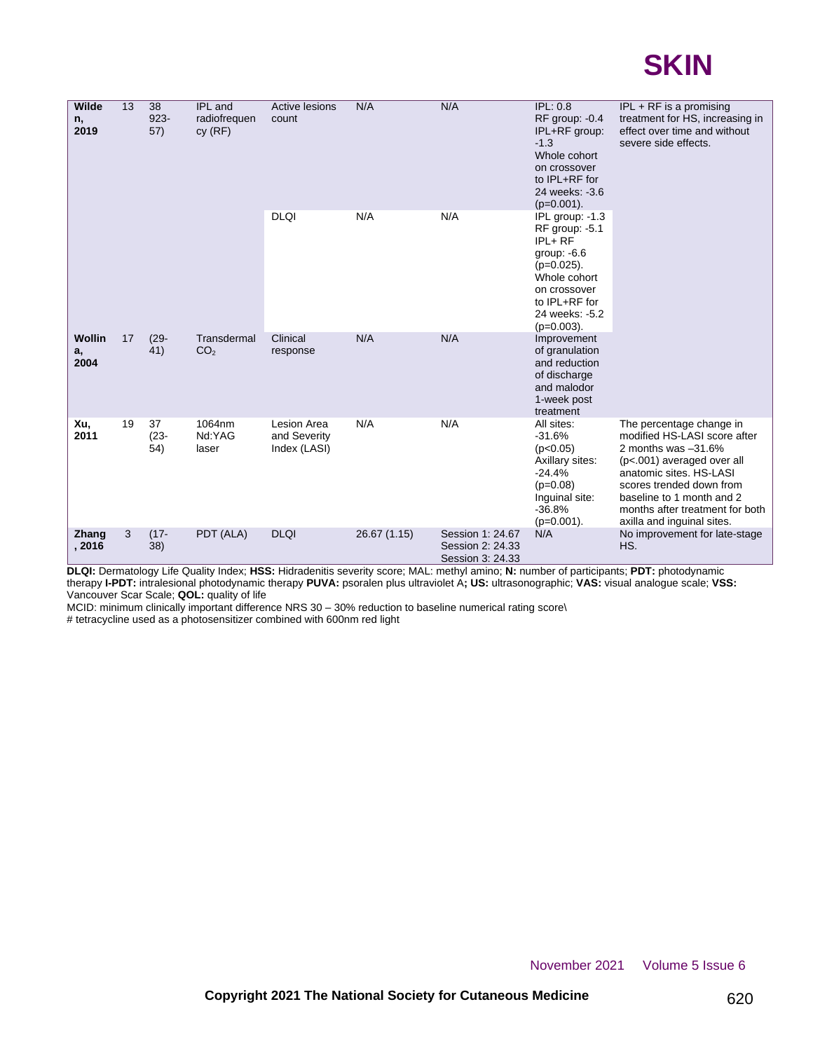| | | | | | | | | |
|---|---|---|---|---|---|---|---|---|
| **Wilden, 2019** | 13 | 38 923-57) | IPL and radiofrequency (RF) | Active lesions count | N/A | N/A | IPL: 0.8<br>RF group: -0.4<br>IPL+RF group: -1.3<br>Whole cohort on crossover to IPL+RF for 24 weeks: -3.6 (p=0.001). | IPL + RF is a promising treatment for HS, increasing in effect over time and without severe side effects. |
| | | | | DLQI | N/A | N/A | IPL group: -1.3<br>RF group: -5.1<br>IPL+ RF group: -6.6 (p=0.025).<br>Whole cohort on crossover to IPL+RF for 24 weeks: -5.2 (p=0.003). | |
| **Wollina, 2004** | 17 | (29-41) | Transdermal $CO_2$ | Clinical response | N/A | N/A | Improvement of granulation and reduction of discharge and malodor 1-week post treatment | |
| **Xu, 2011** | 19 | 37 (23-54) | 1064nm Nd:YAG laser | Lesion Area and Severity Index (LASI) | N/A | N/A | All sites: -31.6% (p<0.05)<br>Axillary sites: -24.4% (p=0.08)<br>Inguinal site: -36.8% (p=0.001). | The percentage change in modified HS-LASI score after 2 months was –31.6% (p<.001) averaged over all anatomic sites. HS-LASI scores trended down from baseline to 1 month and 2 months after treatment for both axilla and inguinal sites. |
| **Zhang, 2016** | 3 | (17-38) | PDT (ALA) | DLQI | 26.67 (1.15) | Session 1: 24.67<br>Session 2: 24.33<br>Session 3: 24.33 | N/A | No improvement for late-stage HS. |

**DLQI:** Dermatology Life Quality Index; **HSS:** Hidradenitis severity score; MAL: methyl amino; **N:** number of participants; **PDT:** photodynamic therapy **I-PDT:** intralesional photodynamic therapy **PUVA:** psoralen plus ultraviolet A**; US:** ultrasonographic; **VAS:** visual analogue scale; **VSS:** Vancouver Scar Scale; **QOL:** quality of life

MCID: minimum clinically important difference NRS 30 – 30% reduction to baseline numerical rating score\

# tetracycline used as a photosensitizer combined with 600nm red light